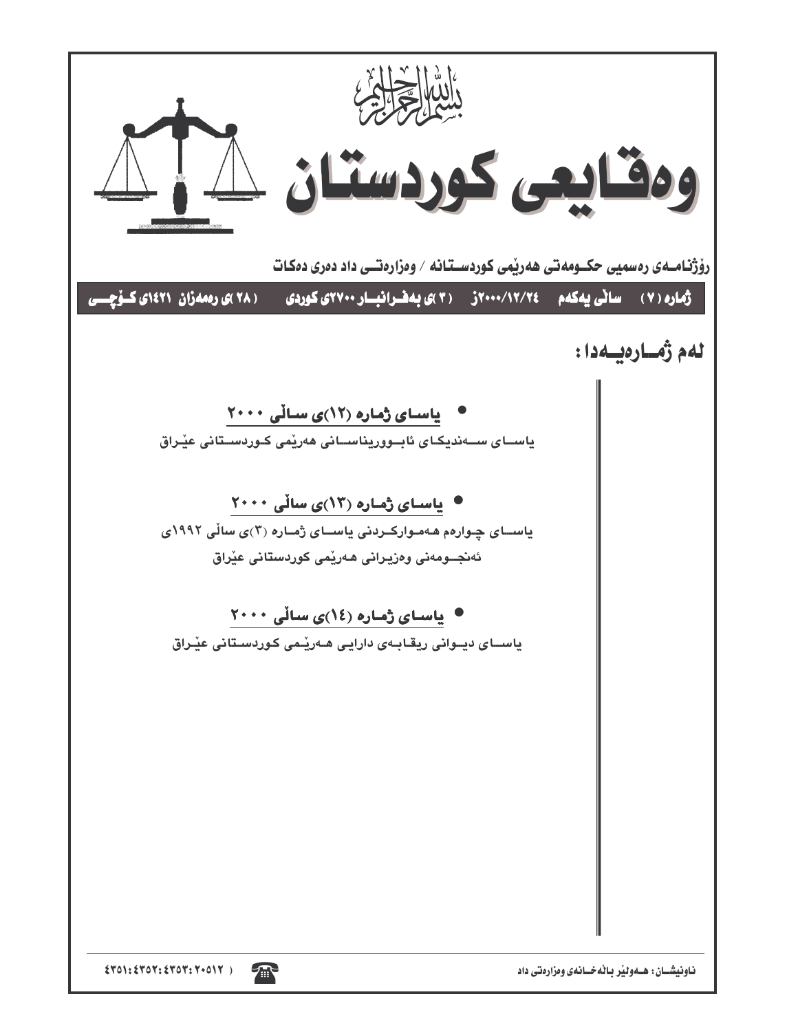بسم الله الرحمن الرحيم

# وەقایعی كوردستان

**ڕۆژنامەی ڕەسمیی حكومەتی هەرێمی كوردستانە / وەزارەتی داد دەری دەكات**

**ژمارە (٧) سالی یەكەم ٢٠٠٠/١٢/٢٤ز (٣)ی بەفرانبار ٢٧٠٠ی كوردی (٢٨)ی ڕەمەزان ١٤٢١ی كۆچی**

## لەم ژمارەیەدا:

- **یاسای ژمارە (١٢)ی سالی ٢٠٠٠**

  یاسای سەندیكای ئابووریناسانی هەرێمی كوردستانی عێراق

- **یاسای ژمارە (١٣)ی سالی ٢٠٠٠**

  یاسای چوارەم هەمواركردنی یاسای ژمارە (٣)ی سالی ١٩٩٢ی ئەنجومەنی وەزیرانی هەرێمی كوردستانی عێراق

- **یاسای ژمارە (١٤)ی سالی ٢٠٠٠**

  یاسای دیوانی ریقابەی دارایی هەرێمی كوردستانی عێراق

ناونیشان: هەولێر باڵەخانەی وەزارەتی داد

☎ ( ٢٠٥١٢ : ٤٣٥٣ : ٤٣٥٢ : ٤٣٥١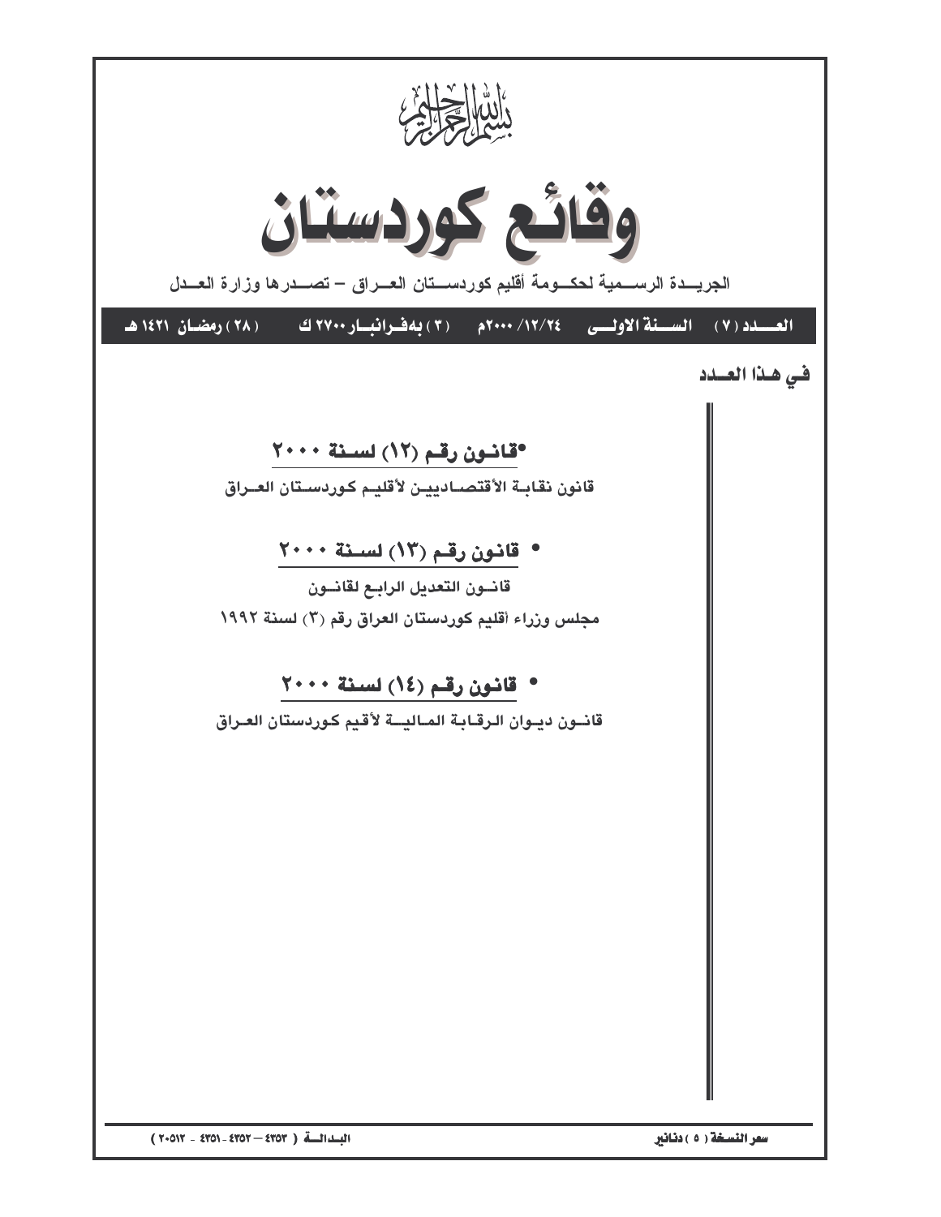بسم الله الرحمن الرحيم

# وقائع كوردستان

الجريــدة الرســمية لحكــومة أقليم كوردســتان العــراق – تصــدرها وزارة العــدل

العــدد (٧) السـنة الاولـى ٢٤/١٢/٢٠٠٠م (٣) بەفرانبـار ٢٧٠٠ ك (٢٨) رمضـان ١٤٢١ هـ

**في هـذا العـدد**

## • قانـون رقـم (١٢) لسـنة ٢٠٠٠

**قانون نقابـة الأقتصـاديين لأقليـم كوردسـتان العـراق**

## • قانـون رقـم (١٣) لسـنة ٢٠٠٠

**قانـون التعديل الرابـع لقانـون**

**مجلس وزراء أقليم كوردستان العراق رقم (٣) لسنة ١٩٩٢**

## • قانـون رقـم (١٤) لسـنة ٢٠٠٠

**قانـون ديـوان الـرقـابة المـاليــة لأقيم كـوردستان العـراق**

سعر النسخة (٥) دنانير

البـدالــة (٤٣٥٣ – ٤٣٥٢ - ٤٣٥١ - ٢٠٥١٢)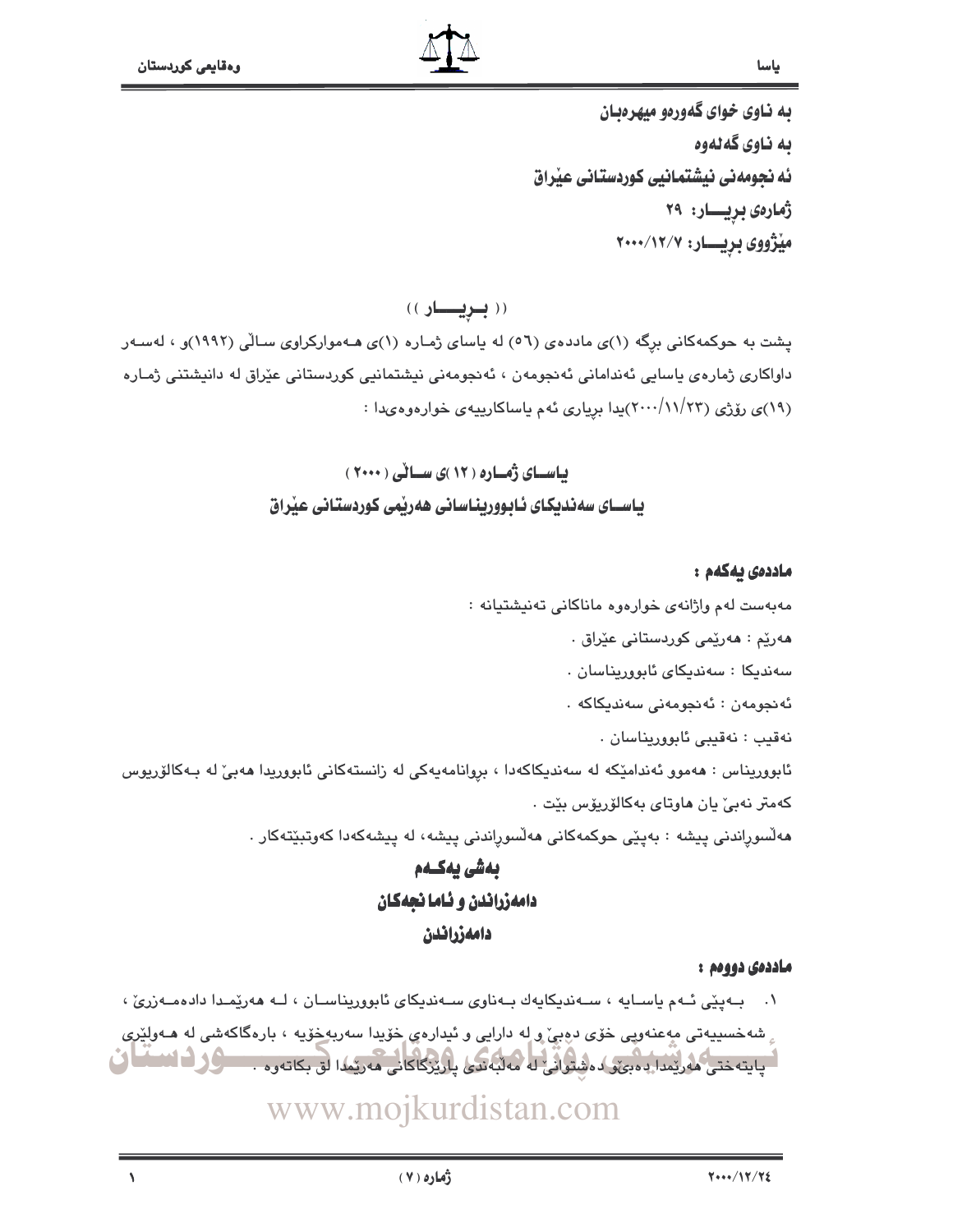به ناوى خواى گەورەو میهرەبان

به ناوى گەلەوە

ئه نجومه نی نیشتمانیی کوردستانی عیّراق

ژمارەی بریـــار: ٢٩

میّژووی بریـــار: ٢٠٠٠/١٢/٧

(( بـــریـــــار ))

پشت به حوکمه‌کانی برگه (١)ی ماددەی (٥٦) له یاسای ژمـاره (١)ی هـه‌موارکراوی سـالّی (١٩٩٢)و ، لەسـەر داواکاری ژمارەی یاسایی ئەندامانی ئەنجومەن ، ئەنجومەنی نیشتمانیی کوردستانی عیّراق له دانیشتنی ژمـاره (١٩)ی رۆژی (٢٠٠٠/١١/٢٣)یدا بریاری ئەم یاساکارییەی خوارەوەیدا :

## یاسـای ژمـاره ( ١٢ )ی سـالّی ( ٢٠٠٠ )
## یاسـای سەندیکای ئابووریناسانی هەریّمی کوردستانی عیّراق

**ماددەی یەکەم :**

مەبەست لەم واژانەی خوارەوە ماناکانی تەنیشتیانە :

هەریّم : هەریّمی کوردستانی عیّراق .

سەندیکا : سەندیکای ئابووریناسان .

ئەنجومەن : ئەنجومەنی سەندیکاکە .

نەقیب : نەقیبی ئابووریناسان .

ئابووریناس : هەموو ئەندامیّکە له سەندیکاکەدا ، بروانامەیەکی له زانستەکانی ئابووریدا هەبیّ له بـەکالۆریوس کەمتر نەبیّ یان هاوتای بەکالۆریۆس بیّت .

هەلّسوراندنی پیشه : بەپیّی حوکمەکانی هەلّسوراندنی پیشه، له پیشەکەدا کەوتبیّتەکار .

### بەشی یەکـەم
### دامەزراندن و ئاما نجەکان
### دامەزراندن

**ماددەی دووەم :**

١. بـەپیّی ئـەم یاسـایه ، سـەندیکایەك بـەناوی سـەندیکای ئابووریناسـان ، لـه هەریّمـدا دادەمـەزریّ ، شەخسییەتی مەعنەویی خۆی دەبیّ و له دارایی و ئیداریی خۆیدا سەربەخۆیه ، بارەگاکەشی له هـەولیّری پایتەختی هەریّمدا دەبیّو دەشتوانیّ له مەلّبەندی پاریّزگاکانی هەریّمدا لق بکاتەوە .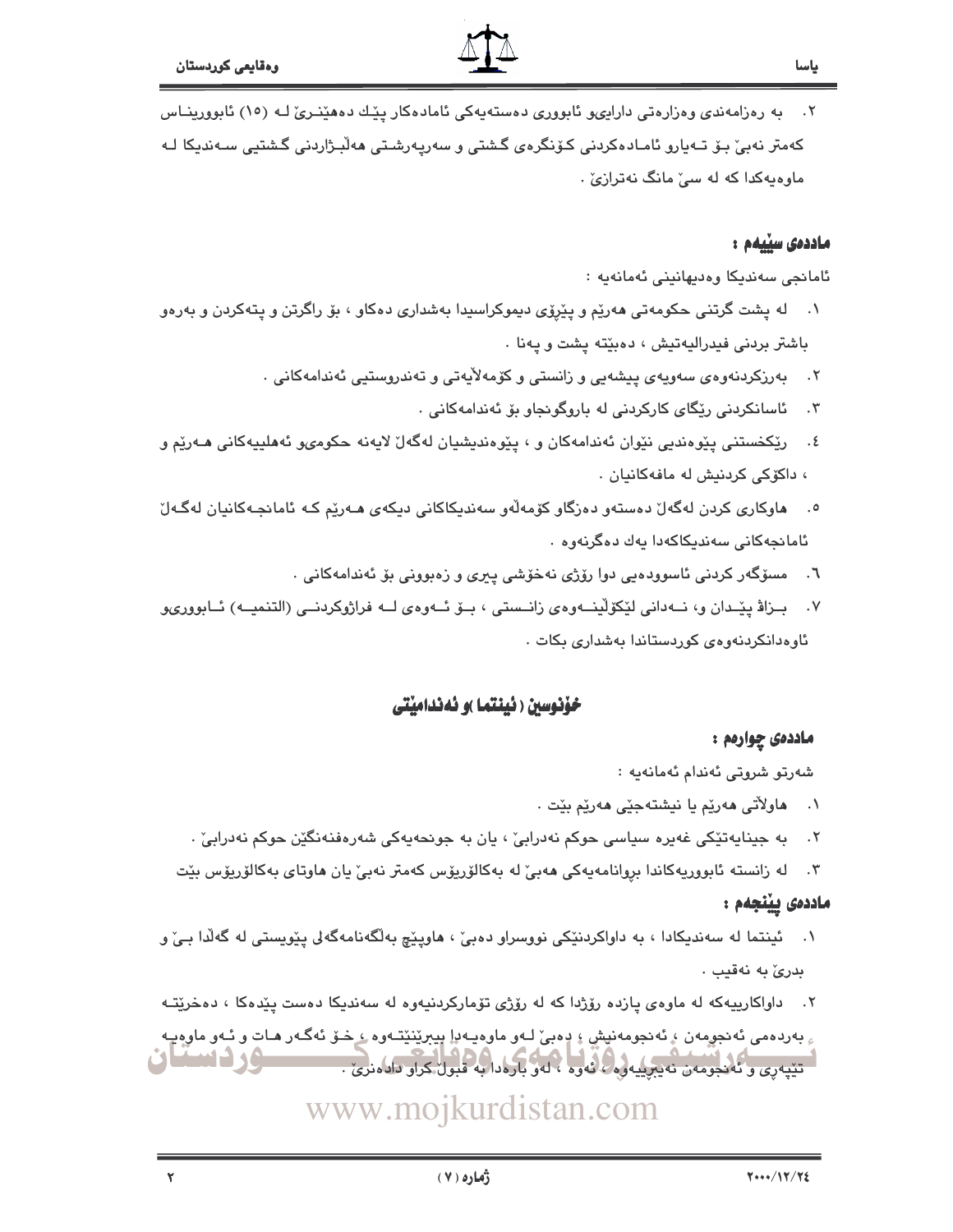٢. به رەزامەندی وەزارەتی دارایی‌و ئابووری دەستەیەکی ئامادەکار پێك دەهێنرێ لـه (١٥) ئابوورینـاس کەمتر نەبێ بۆ تـەیارو ئامـادەکردنی کۆنگرەی گشتی و سەرپەرشـتی هەڵبـژاردنی گشتیی سـەندیکا لـە ماوەیەکدا کە لە سێ مانگ نەترازێ .

## ماددەی سێیەم :

ئامانجی سەندیکا وەدیهانینی ئەمانەیە :

١. لە پشت گرتنی حکومەتی هەرێم و پڕۆی دیموکراسیدا بەشداری دەکاو ، بۆ راگرتن و پتەکردن و بەرەو باشتر بردنی فیدرالیەتیش ، دەبێتە پشت و پەنا .

٢. بەرزکردنەوەی سەویەی پیشەیی و زانستی و کۆمەلایەتی و تەندروستیی ئەندامەکانی .

٣. ئاسانکردنی رێگای کارکردنی لە باروگونجاو بۆ ئەندامەکانی .

٤. رێکخستنی پێوەندیی نێوان ئەندامەکان و ، پێوەندیشیان لەگەڵ لایەنە حکومیو ئەهلییەکانی هـەرێم و ، داکۆکی کردنیش لە مافەکانیان .

٥. هاوکاری کردن لەگەڵ دەستەو دەزگاو کۆمەڵەو سەندیکاکانی دیکەی هـەرێم کـە ئامانجـەکانیان لەگـەڵ ئامانجەکانی سەندیکاکەدا یەك دەگرنەوە .

٦. مسۆگەر کردنی ئاسوودەیی دوا رۆژی نەخۆشی پیری و زەبوونی بۆ ئەندامەکانی .

٧. بـرەو پێـدان و، نـەدانی لێکۆڵینـەوەی زانـستی ، بـۆ ئـەوەی لـە فراژوکردنـی (التنمیـە) ئـابووریو ئاوەدانکردنەوەی کوردستاندا بەشداری بکات .

## خۆنوسین (ئینتما)و ئەندامێتی

## ماددەی چوارەم :

شەرتو شروتی ئەندام ئەمانەیە :

١. هاولاتی هەرێم یا نیشتەجێی هەرێم بێت .

٢. بە جینایەتێکی غەیرە سیاسی حوکم نەدرابێ ، یان بە جونحەیەکی شەرەفنەنگێن حوکم نەدرابێ .

٣. لە زانستە ئابووریەکاندا بڕوانامەیەکی هەبێ لە بەکالۆریۆس کەمتر نەبێ یان هاوتای بەکالۆریۆس بێت

## ماددەی پێنجەم :

١. ئینتما لە سەندیکادا ، بە داواکردنێکی نووسراو دەبێ ، هاوپێچ بەڵگەنامەگەلی پێویستی لە گەڵدا بـێ و بدرێ بە نەقیب .

٢. داواکارییەکە لە ماوەی پازدە رۆژدا کە لە رۆژی تۆمارکردنیەوە لە سەندیکا دەست پێدەکا ، دەخرێتـە بەردەمی ئەنجومەن ، ئەنجومەنیش ، دەبێ لـەو ماوەیـەدا بیبرێنێتـەوە ، خـۆ ئەگـەر هـات و ئـەو ماوەیـە تێپەڕی و ئەنجومەن نەیبڕییەوە ، ئەوە ، لەو بارەدا بە قبوڵ کراو دادەنرێ .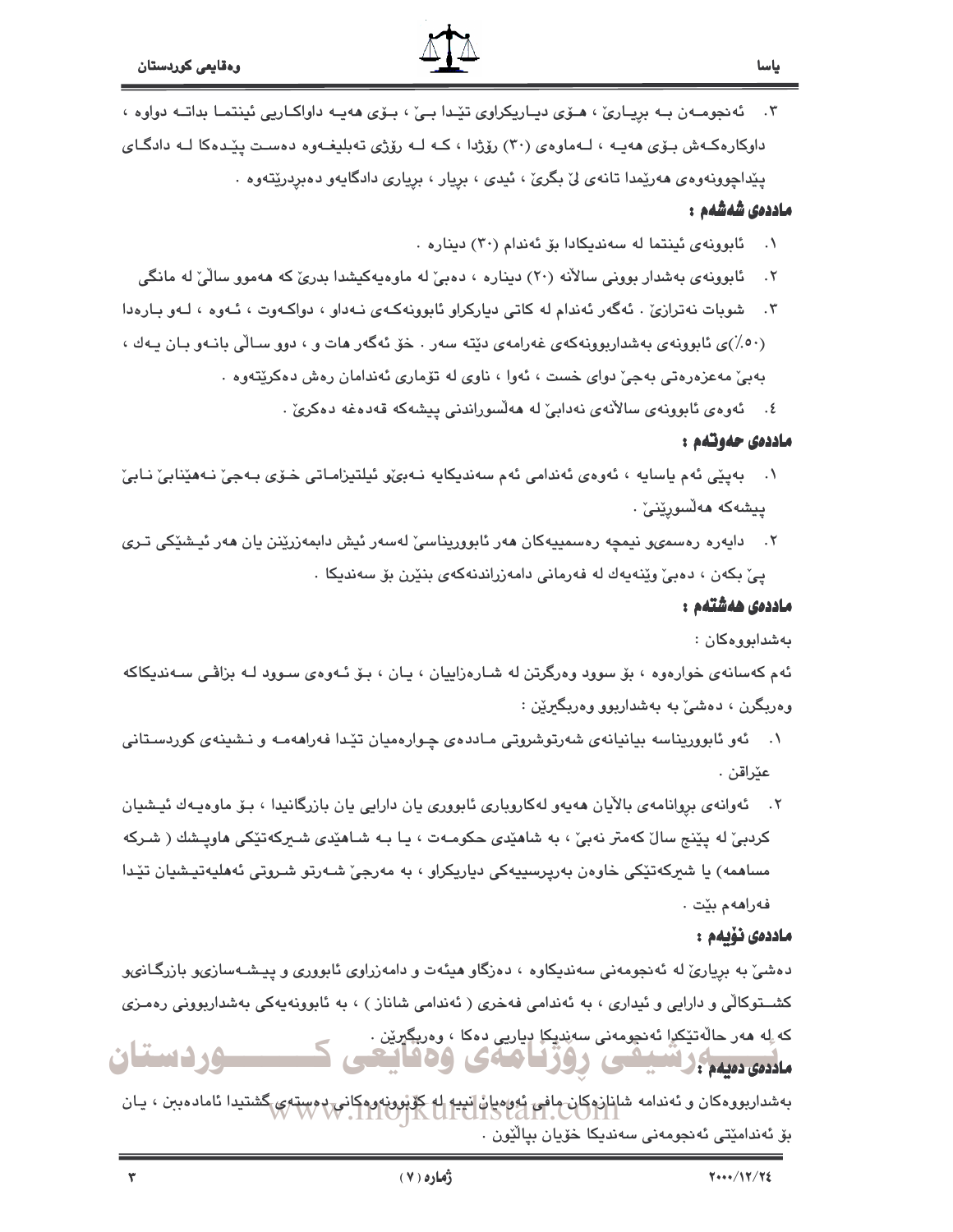٣. ئەنجومەن بە بڕیارێ ، هۆی دیاریکراوی تێدا بێ ، بۆی هەیە داواکاریی ئینتما بداتە دواوە ، داوکارەکەش بۆی هەیە ، لەماوەی (٣٠) ڕۆژدا ، کە لە ڕۆژی تەبلیغەوە دەست پێدەکا لە دادگای پێداچوونەوەی هەرێمدا تانەی لێ بگرێ ، ئیدی ، بڕیار ، بڕیاری دادگایەو دەبڕدرێتەوە .

### ماددەی شەشەم :

١. ئابوونەی ئینتما لە سەندیکادا بۆ ئەندام (٣٠) دینارە .

٢. ئابوونەی بەشدار بوونی ساڵانە (٢٠) دینارە ، دەبێ لە ماوەیەکیشدا بدرێ کە هەموو ساڵێ لە مانگی

٣. شوبات نەترازێ . ئەگەر ئەندام لە کاتی دیارکراو ئابوونەکەی نەداو ، دواکەوت ، ئەوە ، لەو بارەدا (٥٠٪)ی ئابوونەی بەشداربوونەکەی غەرامەی دێتە سەر . خۆ ئەگەر هات و ، دوو ساڵی بانەو بان یەك ، بەبێ مەعزەرەتی بەجێ دوای خست ، ئەوا ، ناوی لە تۆماری ئەندامان ڕەش دەکرێتەوە .

٤. ئەوەی ئابوونەی ساڵانەی نەدابێ لە هەڵسوراندنی پیشەکە قەدەغە دەکرێ .

### ماددەی حەوتەم :

١. بەپێی ئەم یاسایە ، ئەوەی ئەندامی ئەم سەندیکایە نەبێو ئیلتیزاماتی خۆی بەجێ نەهێنابێ نابێ پیشەکە هەڵسورێنێ .

٢. دایەرە ڕەسمیو نیمچە ڕەسمییەکان هەر ئابووریناسێ لەسەر ئیش دابمەزرێنن یان هەر ئیشێکی تری پێ بکەن ، دەبێ وێنەیەك لە فەرمانی دامەزراندنەکەی بنێرن بۆ سەندیکا .

### ماددەی هەشتەم :

بەشدابووەکان :

ئەم کەسانەی خوارەوە ، بۆ سوود وەرگرتن لە شارەزاییان ، یان ، بۆ ئەوەی سوود لە بزاڤی سەندیکاکە وەربگرن ، دەشێ بە بەشداربوو وەربگیرێن :

١. ئەو ئابووریناسە بیانیانەی شەرتوشروتی ماددەی چوارەمیان تێدا فەراهەمە و نشینەی کوردستانی عێراقن .

٢. ئەوانەی بڕوانامەی باڵایان هەیەو لەکاروباری ئابووری یان دارایی یان بازرگانیدا ، بۆ ماوەیەك ئیشیان کردبێ لە پێنج ساڵ کەمتر نەبێ ، بە شاهێدی حکومەت ، یا بە شاهێدی شەرکەتێکی هاوپشك ( شرکە مساهمە) یا شیرکەتێکی خاوەن بەرپرسییەکی دیاریکراو ، بە مەرجێ شەرتو شروتی ئەهلیەتیشیان تێدا فەراهەم بێت .

### ماددەی نۆیەم :

دەشێ بە بڕیارێ لە ئەنجومەنی سەندیکاوە ، دەزگاو هیئەت و دامەزراوی ئابووری و پیشەسازیو بازرگانیو کشتوکاڵی و دارایی و ئیداری ، بە ئەندامی فەخری ( ئەندامی شاناز ) ، بە ئابوونەیەکی بەشداربوونی ڕەمزی کە لە هەر حاڵەتێکدا ئەنجومەنی سەندیکا دیاریی دەکا ، وەربگیرێن .

### ماددەی دەیەم :

بەشداربووەکان و ئەندامە شانازەکان مافی ئەوەیان نییە لە کۆبوونەوەکانی دەستەی گشتیدا ئامادەبن ، یان بۆ ئەندامێتی ئەنجومەنی سەندیکا خۆیان بپاڵێون .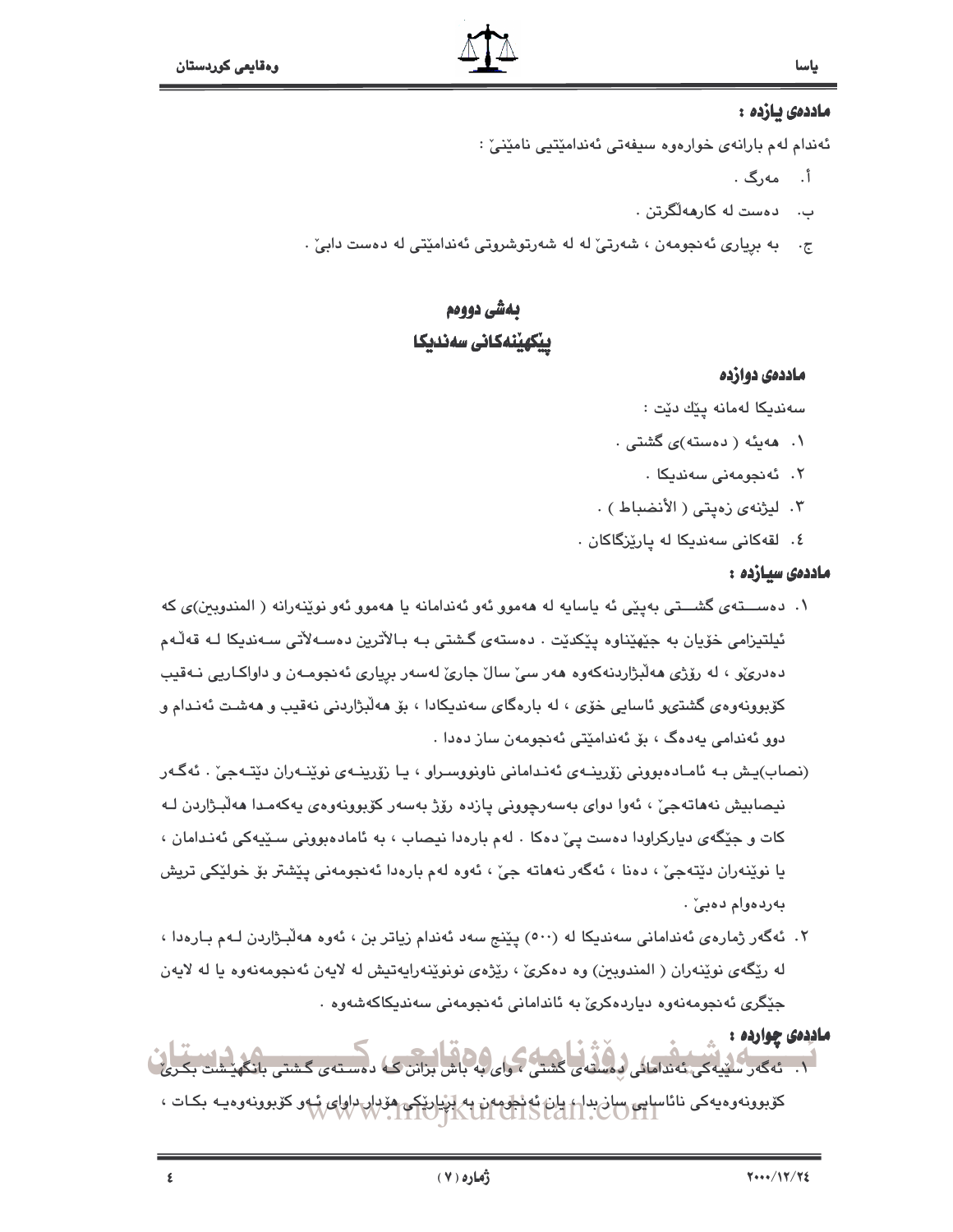### ماددەی یازدە :

ئەندام لەم بارانەی خوارەوە سیفەتی ئەندامێتیی نامێنێ :

أ. مەرگ .

ب. دەست لە کارهەڵگرتن .

ج. بە بڕیاری ئەنجومەن ، شەرتێ لە لە شەرتوشروتی ئەندامێتی لە دەست دابێ .

## بەشی دووەم
## پێکهێنەکانی سەندیکا

### ماددەی دوازدە

سەندیکا لەمانە پێك دێت :

١. هەیئە ( دەستە)ی گشتی .

٢. ئەنجومەنی سەندیکا .

٣. لیژنەی زەپتی ( الأنضباط ) .

٤. لقەکانی سەندیکا لە پارێزگاکان .

### ماددەی سیازدە :

١. دەستەی گشتی بەپێی ئە یاسایە لە هەموو ئەو ئەندامانە یا هەموو ئەو نوێنەرانە ( المندوبین)ی کە ئیلتیزامی خۆیان بە جێهێناوە پێکدێت . دەستەی گشتی بە بالاترین دەسەلاتی سەندیکا لە قەڵەم دەدرێو ، لە رۆژی هەڵبژاردنەکەوە هەر سێ ساڵ جارێ لەسەر بڕیاری ئەنجومەن و داواکاریی نەقیب کۆبوونەوەی گشتیو ئاسایی خۆی ، لە بارەگای سەندیکادا ، بۆ هەڵبژاردنی نەقیب و هەشت ئەندام و دوو ئەندامی یەدەگ ، بۆ ئەندامێتی ئەنجومەن ساز دەدا .

(نصاب)یش بە ئامادەبوونی زۆرینەی ئەندامانی ناونووسراو ، یا زۆرینەی نوێنەران دێتەجێ . ئەگەر نیصابیش نەهاتەجێ ، ئەوا دوای بەسەرچوونی پازدە رۆژ بەسەر کۆبوونەوەی یەکەمدا هەڵبژاردن لە کات و جێگەی دیارکراودا دەست پێ دەکا . لەم بارەدا نیصاب ، بە ئامادەبوونی سێیەکی ئەندامان ، یا نوێنەران دێتەجێ ، دەنا ، ئەگەر نەهاتە جێ ، ئەوە لەم بارەدا ئەنجومەنی پێشتر بۆ خولێکی تریش بەردەوام دەبێ .

٢. ئەگەر ژمارەی ئەندامانی سەندیکا لە (٥٠٠) پێنج سەد ئەندام زیاتر بن ، ئەوە هەڵبژاردن لەم بارەدا ، لە رێگەی نوێنەران ( المندوبین) وە دەکرێ ، رێژەی نونوێنەرایەتیش لە لایەن ئەنجومەنەوە یا لە لایەن جێگری ئەنجومەنەوە دیاردەکرێ بە ئاندامانی ئەنجومەنی سەندیکاکەشەوە .

### ماددەی چواردە :

١. ئەگەر سێیەکی ئەندامانی دەستەی گشتی ، وای بە باش بزانن کە دەستەی گشتی بانگهێشت بکرێ کۆبوونەوەیەکی نائاسایی ساز بدا ، یان ئەنجومەن بە بڕیارێکی هۆدار داوای ئەو کۆبوونەوەیە بکات ،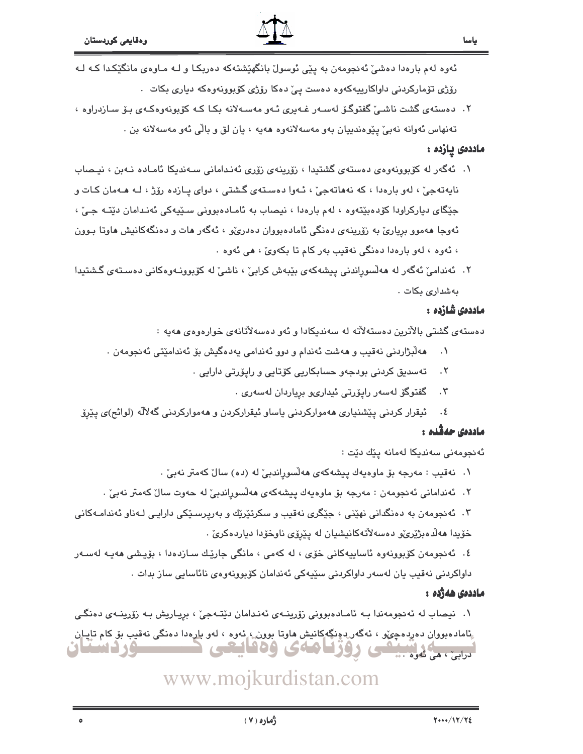ئەوە لەم بارەدا دەشێ ئەنجومەن بە پێی ئوسوڵ بانگهێشتەکە دەربکا و لە ماوەی مانگێکدا کە لە ڕۆژی تۆمارکردنی داواکارییەکەوە دەست پێ دەکا ڕۆژی کۆبوونەوەکە دیاری بکات .

٢. دەستەی گشت ناشێ گفتوگۆ لەسەر غەیری ئەو مەسەلانە بکا کە کۆبونەوەکەی بۆ سازدراوە ، تەنهاس ئەوانە نەبێ پێوەندییان بەو مەسەلانەوە هەیە ، یان لق و باڵی ئەو مەسەلانە بن .

### ماددەی پازدە :

١. ئەگەر لە کۆبوونەوەی دەستەی گشتیدا ، زۆرینەی زۆری ئەندامانی سەندیکا ئامادە نەبن ، نیصاب نایەتەجێ ، لەو بارەدا ، کە نەهاتەجێ ، ئەوا دەستەی گشتی ، دوای پازدە ڕۆژ ، لە هەمان کات و جێگای دیارکراودا کۆدەبێتەوە ، لەم بارەدا ، نیصاب بە ئامادەبوونی سێیەکی ئەندامان دێتە جێ ، ئەوجا هەموو بڕیارێ بە زۆرینەی دەنگی ئامادەبووان دەدرێو ، ئەگەر هات و دەنگەکانیش هاوتا بوون ، ئەوە ، لەو بارەدا دەنگی نەقیب بەر کام تا بکەوێ ، هی ئەوە .

٢. ئەندامێ ئەگەر لە هەڵسوڕاندنی پیشەکەی بێبەش کرابێ ، ناشێ لە کۆبوونەوەکانی دەستەی گشتیدا بەشداری بکات .

### ماددەی شازدە :

دەستەی گشتی باڵاترین دەستەڵاتە لە سەندیکادا و ئەو دەسەڵاتانەی خوارەوەی هەیە :

١. هەڵبژاردنی نەقیب و هەشت ئەندام و دوو ئەندامی یەدەگیش بۆ ئەندامێتی ئەنجومەن .
٢. تەسدیق کردنی بودجەو حسابکاریی کۆتایی و ڕاپۆرتی دارایی .
٣. گفتوگۆ لەسەر ڕاپۆرتی ئیداریو بڕیاردان لەسەری .
٤. ئیقرار کردنی پێشنیاری هەموارکردنی یاساو ئیقرارکردن و هەموارکردنی گەڵاڵە (لوائح)ی پێڕۆ

### ماددەی حەڤدە :

ئەنجومەنی سەندیکا لەمانە پێك دێت :

١. نەقیب : مەرجە بۆ ماوەیەك پیشەکەی هەڵسوڕاندبێ لە (دە) ساڵ کەمتر نەبێ .
٢. ئەندامانی ئەنجومەن : مەرجە بۆ ماوەیەك پیشەکەی هەڵسوڕاندبێ لە حەوت ساڵ کەمتر نەبێ .
٣. ئەنجومەن بە دەنگدانی نهێنی ، جێگری نەقیب و سکرتێرێك و بەرپرسێکی دارایی لەناو ئەندامەکانی خۆیدا هەڵدەبژێرێو دەسەڵاتەکانیشیان لە پێڕۆی ناوخۆدا دیاردەکرێ .
٤. ئەنجومەن کۆبوونەوە ئاساییەکانی خۆی ، لە کەمی ، مانگی جارێك سازدەدا ، بۆیشی هەیە لەسەر داواکردنی نەقیب یان لەسەر داواکردنی سێیەکی ئەندامان کۆبوونەوەی نائاسایی ساز بدات .

### ماددەی هەژدە :

١. نیصاب لە ئەنجومەندا بە ئامادەبوونی زۆرینەی ئەندامان دێتەجێ ، بڕیاریش بە زۆرینەی دەنگی ئامادەبووان دەردەچێو ، ئەگەر دەنگەکانیش هاوتا بوون ، ئەوە ، لەو بارەدا دەنگی نەقیب بۆ کام تایان درابێ ، هی ئەوە .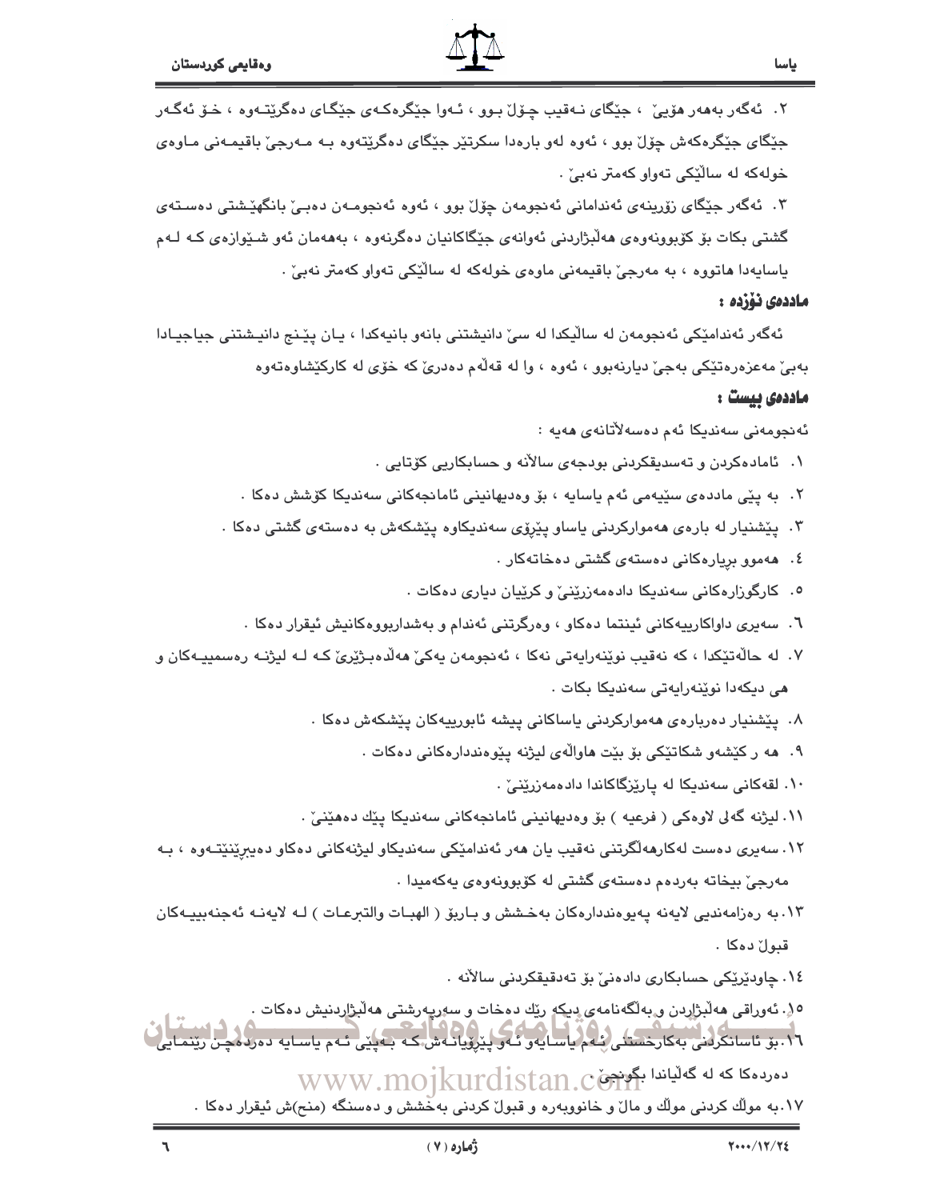٢. ئەگەر بەهەر هۆیێ ، جێگای نـەقیب چـۆڵ بـوو ، ئـەوا جێگرەکـەی جێگـای دەگرێتـەوە ، خـۆ ئەگـەر جێگای جێگرەکەش چۆڵ بوو ، ئەوە لەو بارەدا سکرتێر جێگای دەگرێتەوە بـە مـەرجێ باقیمـەنی مـاوەی خولەکە لە ساڵێکی تەواو کەمتر نەبێ .

٣. ئەگەر جێگای زۆرینەی ئەندامانی ئەنجومەن چۆڵ بوو ، ئەوە ئەنجومـەن دەبـێ بانگهێـشتی دەسـتەی گشتی بکات بۆ کۆبوونەوەی هەڵبژاردنی ئەوانەی جێگاکانیان دەگرنەوە ، بەهەمان ئەو شـێوازەی کـە لـەم یاسایەدا هاتووە ، بە مەرجێ باقیمەنی ماوەی خولەکە لە ساڵێکی تەواو کەمتر نەبێ .

### ماددەی نۆزدە :

ئەگەر ئەندامێکی ئەنجومەن لە ساڵێکدا لە سێ دانیشتنی بانەو بانیەکدا ، یـان پێـنج دانیـشتنی جیاجیـادا بەبێ مەعزەرەتێکی بەجێ دیارنەبوو ، ئەوە ، وا لە قەڵەم دەدرێ کە خۆی لە کارکێشاوەتەوە

### ماددەی بیست :

ئەنجومەنی سەندیکا ئەم دەسەلاّتانەی هەیە :

١. ئامادەکردن و تەسدیقکردنی بودجەی ساڵانە و حسابکاریی کۆتایی .
٢. بە پێی ماددەی سێیەمی ئەم یاسایە ، بۆ وەدیهانینی ئامانجەکانی سەندیکا کۆشش دەکا .
٣. پێشنیار لە بارەی هەموارکردنی یاساو پێڕۆی سەندیکاوە پێشکەش بە دەستەی گشتی دەکا .
٤. هەموو بڕیارەکانی دەستەی گشتی دەخاتەکار .
٥. کارگوزارەکانی سەندیکا دادەمەزرێنێ و کرێیان دیاری دەکات .
٦. سەیری داواکارییەکانی ئینتما دەکاو ، وەرگرتنی ئەندام و بەشداربووەکانیش ئیقرار دەکا .
٧. لە حاڵەتێکدا ، کە نەقیب نوێنەرایەتی نەکا ، ئەنجومەن یەکێ هەڵدەبـژێرێ کـە لـە لیژنـە رەسمییـەکان و هی دیکەدا نوێنەرایەتی سەندیکا بکات .
٨. پێشنیار دەربارەی هەموارکردنی یاساکانی پیشە ئابورییەکان پێشکەش دەکا .
٩. هە رکێشەو شکاتێکی بۆ بێت هاواڵەی لیژنە پێوەندارەکانی دەکات .
١٠. لقەکانی سەندیکا لە پارێزگاکاندا دادەمەزرێنێ .
١١. لیژنە گەلی لاوەکی ( فرعیە ) بۆ وەدیهانینی ئامانجەکانی سەندیکا پێك دەهێنێ .
١٢. سەیری دەست لەکارهەڵگرتنی نەقیب یان هەر ئەندامێکی سەندیکاو لیژنەکانی دەکاو دەیبڕێنێتـەوە ، بـە مەرجێ بیخاتە بەردەم دەستەی گشتی لە کۆبوونەوەی یەکەمیدا .
١٣. بە رەزامەندیی لایەنە پەیوەندارەکان بەخـشش و بـاربۆ ( الهبـات والتبرعـات ) لـە لایەنـە ئەجنەبییـەکان قبوڵ دەکا .
١٤. چاودێرێکی حسابکاری دادەنێ بۆ تەدقیقکردنی ساڵانە .
١٥. ئەوراقی هەڵبژاردن و بەڵگەنامەی دیکە رێك دەخات و سەرپەرشتی هەڵبژاردنیش دەکات .
١٦. بۆ ئاسانکردنی بەکارخستنی ئەم یاسایەو ئەو پێڕۆیانەش کە بەپێی ئەم یاسایە دەردەچن رێنمـایی دەردەکا کە لە گەڵیاندا بگونجێ .
١٧. بە موڵك کردنی موڵك و ماڵ و خانووبەرە و قبوڵ کردنی بەخشش و دەسنگە (منح)ش ئیقرار دەکا .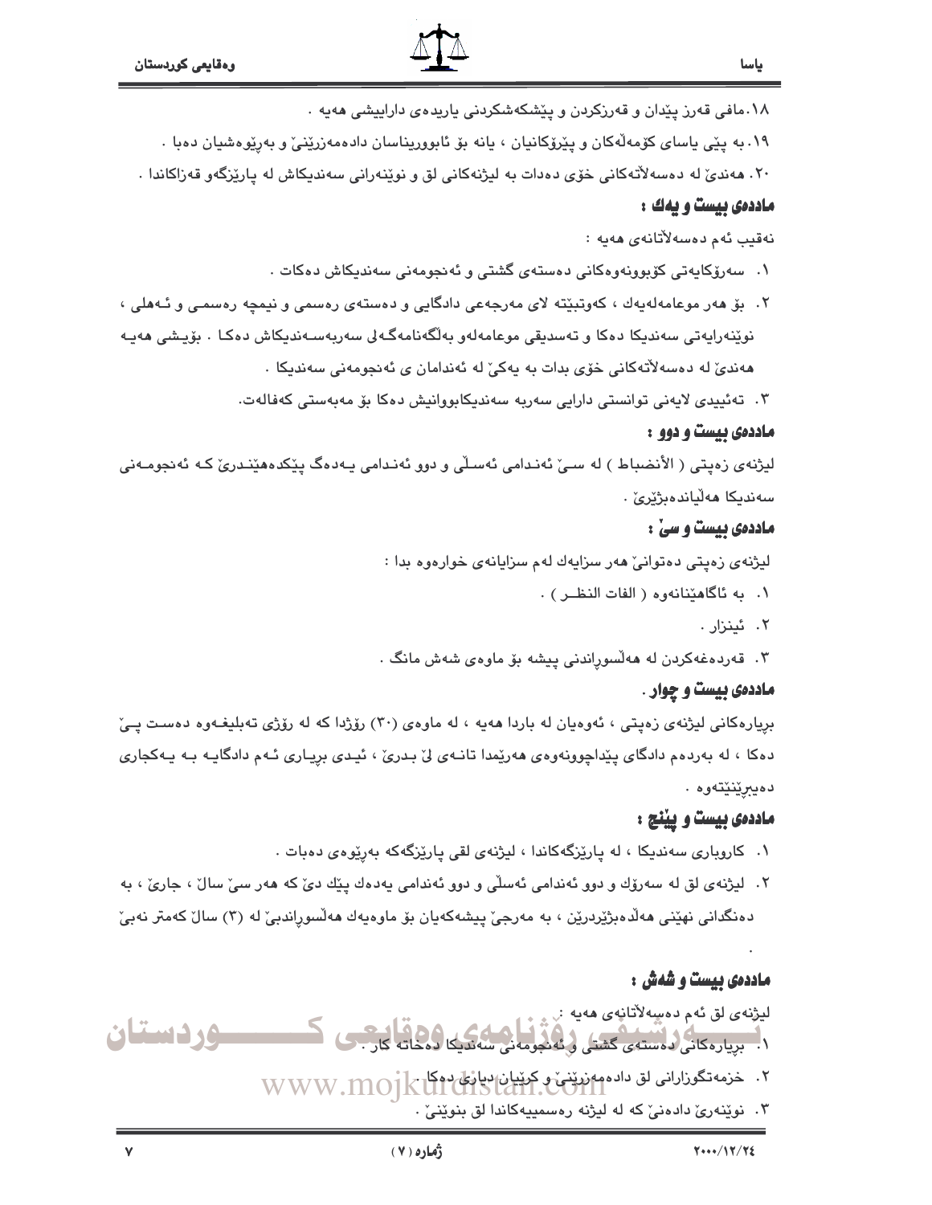١٨.مافی قەرز پێدان و قەرزکردن و پێشکەشکردنی یاریدەی داراییشی هەیە .

١٩.بە پێی یاسای کۆمەڵەکان و پێڕۆکانیان ، یانە بۆ ئابووریناسان دادەمەزرێنێ و بەڕێوەشیان دەبا .

٢٠. هەندێ لە دەسەڵاتەکانی خۆی دەدات بە لیژنەکانی لق و نوێنەرانی سەندیکاش لە پارێزگەو قەزاکاندا .

### ماددەی بیست و یەك :

نەقیب ئەم دەسەڵاتانەی هەیە :

١. سەرۆکایەتی کۆبوونەوەکانی دەستەی گشتی و ئەنجومەنی سەندیکاش دەکات .

٢. بۆ هەر موعامەلەیەك ، کەوتبێتە لای مەرجەعی دادگایی و دەستەی رەسمی و نیمچە رەسمی و ئەهلی ، نوێنەرایەتی سەندیکا دەکا و تەسدیقی موعامەلەو بەڵگەنامەگەلی سەربەسەندیکاش دەکا . بۆیشی هەیە هەندێ لە دەسەڵاتەکانی خۆی بدات بە یەکێ لە ئەندامان ی ئەنجومەنی سەندیکا .

٣. تەئییدی لایەنی توانستی دارایی سەربە سەندیکابووانیش دەکا بۆ مەبەستی کەفالەت.

### ماددەی بیست و دوو :

لیژنەی زەپتی ( الأنضباط ) لە سێ ئەندامی ئەسڵی و دوو ئەندامی یەدەگ پێکدەهێندرێ کە ئەنجومەنی سەندیکا هەڵیاندەبژێرێ .

### ماددەی بیست و سێ :

لیژنەی زەپتی دەتوانێ هەر سزایەك لەم سزایانەی خوارەوە بدا :

١. بە ئاگاهێنانەوە ( الفات النظـر ) .

٢. ئینزار .

٣. قەدەغەکردن لە هەڵسوڕاندنی پیشە بۆ ماوەی شەش مانگ .

### ماددەی بیست و چوار .

بڕیارەکانی لیژنەی زەپتی ، ئەوەیان لە باردا هەیە ، لە ماوەی (٣٠) رۆژدا کە لە رۆژی تەبلیغەوە دەست پێ دەکا ، لە بەردەم دادگای پێداچوونەوەی هەرێمدا تانەی لێ بدرێ ، ئیدی بڕیاری ئەم دادگایە بە یەکجاری دەبڕێنێتەوە .

### ماددەی بیست و پێنج :

١. کاروباری سەندیکا ، لە پارێزگەکاندا ، لیژنەی لقی پارێزگەکە بەڕێوەی دەبات .

٢. لیژنەی لق لە سەرۆك و دوو ئەندامی ئەسڵی و دوو ئەندامی یەدەك پێك دێ کە هەر سێ ساڵ ، جارێ ، بە دەنگدانی نهێنی هەڵدەبژێردرێن ، بە مەرجێ پیشەکەیان بۆ ماوەیەك هەڵسوڕاندبێ لە (٣) ساڵ کەمتر نەبێ .

### ماددەی بیست و شەش :

لیژنەی لق ئەم دەسەڵاتانەی هەیە :

١. بڕیارەکانی دەستەی گشتی و ئەنجومەنی سەندیکا دەخاتە کار .

٢. خزمەتگوزارانی لق دادەمەزرێنێ و کرێیان دیاری دەکا .

٣. نوێنەرێ دادەنێ کە لە لیژنە رەسمییەکاندا لق بنوێنێ .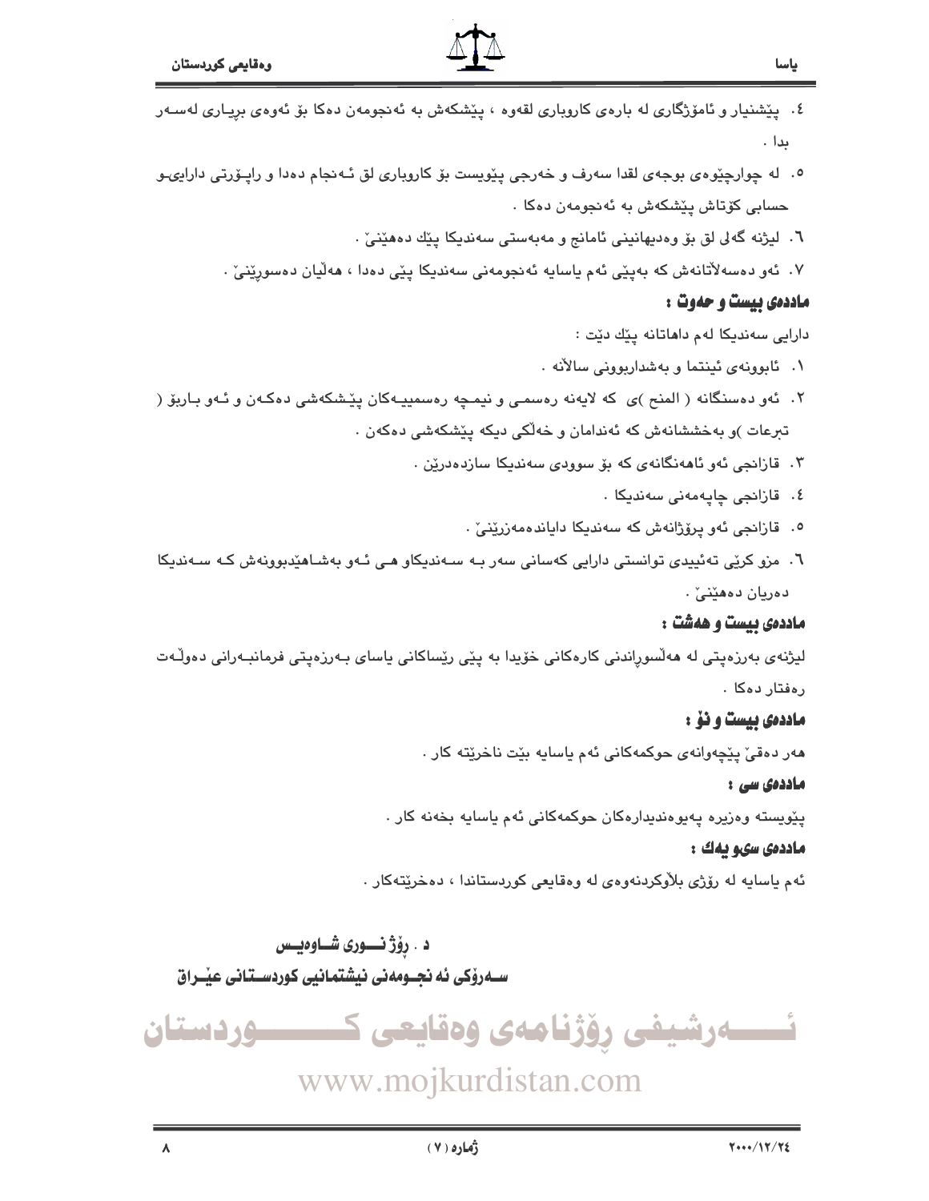٤. پێشنیار و ئامۆژگاری لە بارەی کاروباری لقەوە ، پێشکەش بە ئەنجومەن دەکا بۆ ئەوەی بڕیاری لەسەر بدا .

٥. لە چوارچێوەی بوجەی لقدا سەرف و خەرجی پێویست بۆ کاروباری لق ئەنجام دەدا و راپۆرتی دارایی‌و حسابی کۆتاش پێشکەش بە ئەنجومەن دەکا .

٦. لیژنە گەلی لق بۆ وەدیهانینی ئامانج و مەبەستی سەندیکا پێك دەهێنێ .

٧. ئەو دەسەلاّتانەش کە بەپێی ئەم یاسایە ئەنجومەنی سەندیکا پێی دەدا ، هەلّیان دەسوڕێنێ .

**ماددەی بیست و حەوت :**

دارایی سەندیکا لەم داهاتانە پێك دێت :

١. ئابوونەی ئینتما و بەشداربوونی سالاّنە .

٢. ئەو دەسنگانە ( المنح )ی کە لایەنە رەسمی و نیمچە رەسمییەکان پێشکەشی دەکەن و ئەو باربۆ ( تبرعات )و بەخششانەش کە ئەندامان و خەلّکی دیکە پێشکەشی دەکەن .

٣. قازانجی ئەو ئاهەنگانەی کە بۆ سوودی سەندیکا سازدەدرێن .

٤. قازانجی چاپەمەنی سەندیکا .

٥. قازانجی ئەو پرۆژانەش کە سەندیکا دایاندەمەزرێنێ .

٦. مزو کرێی تەئییدی توانستی دارایی کەسانی سەر بە سەندیکاو هی ئەو بەشاهێدبوونەش کە سەندیکا دەریان دەهێنێ .

**ماددەی بیست و هەشت :**

لیژنەی بەرزەپتی لە هەلّسوڕاندنی کارەکانی خۆیدا بە پێی رێساکانی یاسای بەرزەپتی فرمانبەرانی دەولّەت رەفتار دەکا .

**ماددەی بیست و نۆ :**

هەر دەقێ پێچەوانەی حوکمەکانی ئەم یاسایە بێت ناخرێتە کار .

**ماددەی سی :**

پێویستە وەزیرە پەیوەندیدارەکان حوکمەکانی ئەم یاسایە بخەنە کار .

**ماددەی سیو یەك :**

ئەم یاسایە لە رۆژی بلاّوکردنەوەی لە وەقایعی کوردستاندا ، دەخرێتەکار .

**د . رۆژ نوری شاوەیس**

**سەرۆکی ئەنجومەنی نیشتمانیی کوردستانی عێراق**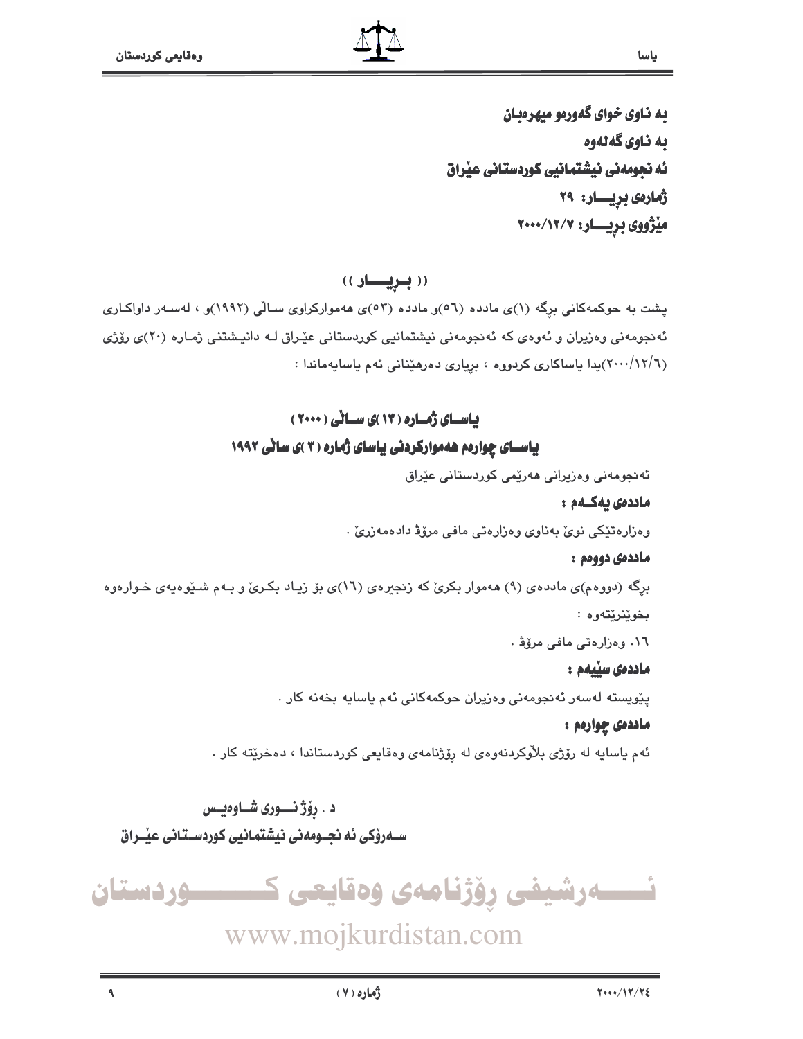**بە ناوی خوای گەورەو میهرەبان**

**بە ناوی گەلەوە**

**ئەنجومەنی نیشتمانیی کوردستانی عێراق**

**ژمارەی بڕیـــار: ٢٩**

**مێژووی بڕیـــار: ٢٠٠٠/١٢/٧**

## (( بـڕیـــار ))

پشت بە حوکمەکانی بڕگە (١)ی مادده (٥٦)و مادده (٥٣)ی هەموارکراوی ساڵی (١٩٩٢)و ، لەسەر داواکاری ئەنجومەنی وەزیران و ئەوەی کە ئەنجومەنی نیشتمانیی کوردستانی عێراق لە دانیشتنی ژمارە (٢٠)ی رۆژی (٢٠٠٠/١٢/٦)یدا یاساکاری کردووە ، بڕیاری دەرهێنانی ئەم یاسایەماندا :

## یاسـای ژمـارە (١٣)ی سـاڵی (٢٠٠٠)

## یاسـای چوارەم هەمواركردنی یاسای ژمارە (٣)ی ساڵی ١٩٩٢

ئەنجومەنی وەزیرانی هەرێمی کوردستانی عێراق

**ماددەی یەکـەم :**

وەزارەتێکی نوێ بەناوی وەزارەتی مافی مرۆڤ دادەمەزرێ .

**ماددەی دووەم :**

بڕگە (دووەم)ی ماددەی (٩) هەموار بکرێ کە زنجیرەی (١٦)ی بۆ زیاد بکرێ و بەم شێوەیەی خوارەوە بخوێنرێتەوە :

١٦. وەزارەتی مافی مرۆڤ .

**ماددەی سێیەم :**

پێویستە لەسەر ئەنجومەنی وەزیران حوکمەکانی ئەم یاسایە بخەنە کار .

**ماددەی چوارەم :**

ئەم یاسایە لە رۆژی بڵاوکردنەوەی لە رۆژنامەی وەقایعی کوردستاندا ، دەخرێتە کار .

**د . رۆژ نـــوری شـاوەیـس**

**سـەرۆکی ئەنجـومەنی نیشتمانیی کوردسـتانی عێـراق**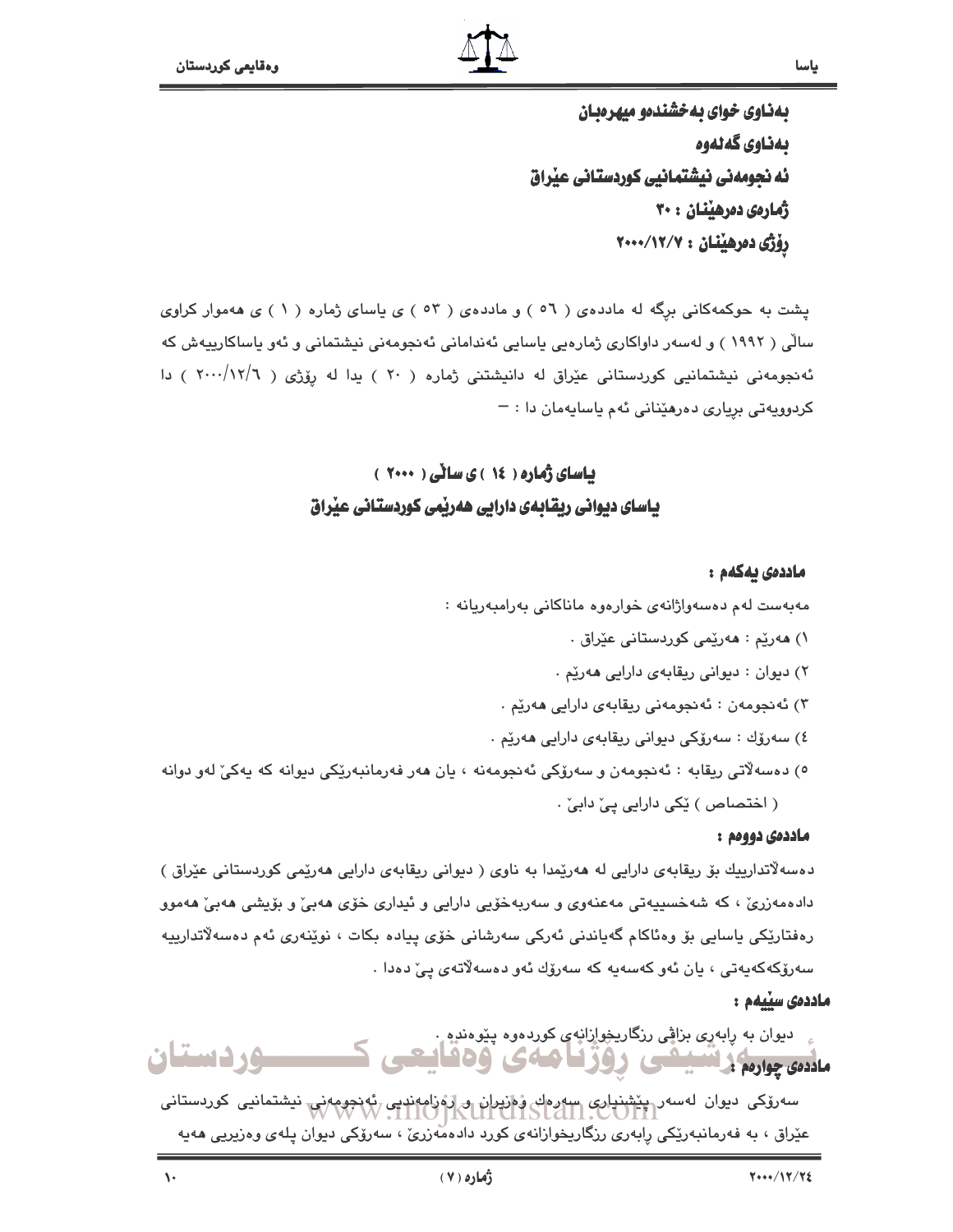**بەناوی خوای بەخشندەو میهرەبان**

**بەناوی گەلەوە**

**ئەنجومەنی نیشتمانیی کوردستانی عێراق**

**ژمارەی دەرهێنان : ٣٠**

**رۆژی دەرهێنان : ٢٠٠٠/١٢/٧**

پشت بە حوکمەکانی برگە لە ماددەی ( ٥٦ ) و ماددەی ( ٥٣ ) ی یاسای ژمارە ( ١ ) ی هەموار کراوی ساڵی ( ١٩٩٢ ) و لەسەر داواکاری ژمارەیی یاسایی ئەندامانی ئەنجومەنی نیشتمانی و ئەو یاساکارییەش کە ئەنجومەنی نیشتمانیی کوردستانی عێراق لە دانیشتنی ژمارە ( ٢٠ ) یدا لە رۆژی ( ٢٠٠٠/١٢/٦ ) دا کردوویەتی بریاری دەرهێنانی ئەم یاسایەمان دا : -

## یاسای ژمارە ( ١٤ ) ی ساڵی ( ٢٠٠٠ )

## یاسای دیوانی ریقابەی دارایی هەرێمی کوردستانی عێراق

**ماددەی یەکەم :**

مەبەست لەم دەسەواژانەی خوارەوە ماناکانی بەرامبەریانە :

١) هەرێم : هەرێمی کوردستانی عێراق .

٢) دیوان : دیوانی ریقابەی دارایی هەرێم .

٣) ئەنجومەن : ئەنجومەنی ریقابەی دارایی هەرێم .

٤) سەرۆك : سەرۆکی دیوانی ریقابەی دارایی هەرێم .

٥) دەسەڵاتی ریقابە : ئەنجومەن و سەرۆکی ئەنجومەنە ، یان هەر فەرمانبەرێکی دیوانە کە یەکێ لەو دوانە ( اختصاص ) ێکی دارایی پێ دابێ .

**ماددەی دووەم :**

دەسەڵاتدارییك بۆ ریقابەی دارایی لە هەرێمدا بە ناوی ( دیوانی ریقابەی دارایی هەرێمی کوردستانی عێراق ) دادەمەزرێ ، کە شەخسییەتی مەعنەوی و سەربەخۆیی دارایی و ئیداری خۆی هەبێ و بۆیشی هەبێ هەموو رەفتارێکی یاسایی بۆ وەئاکام گەیاندنی ئەرکی سەرشانی خۆی پیادە بکات ، نوێنەری ئەم دەسەڵاتدارییە سەرۆکەکەیەتی ، یان ئەو کەسەیە کە سەرۆك ئەو دەسەڵاتەی پێ دەدا .

**ماددەی سێیەم :**

دیوان بە رابەری بزاڤی رزگاریخوازانەی کوردەوە پێوەندە .

**ماددەی چوارەم :**

سەرۆکی دیوان لەسەر پێشنیاری سەرەك وەزیران و رەزامەندیی ئەنجومەنی نیشتمانیی کوردستانی عێراق ، بە فەرمانبەرێکی رابەری رزگاریخوازانەی کورد دادەمەزرێ ، سەرۆکی دیوان پلەی وەزیریی هەیە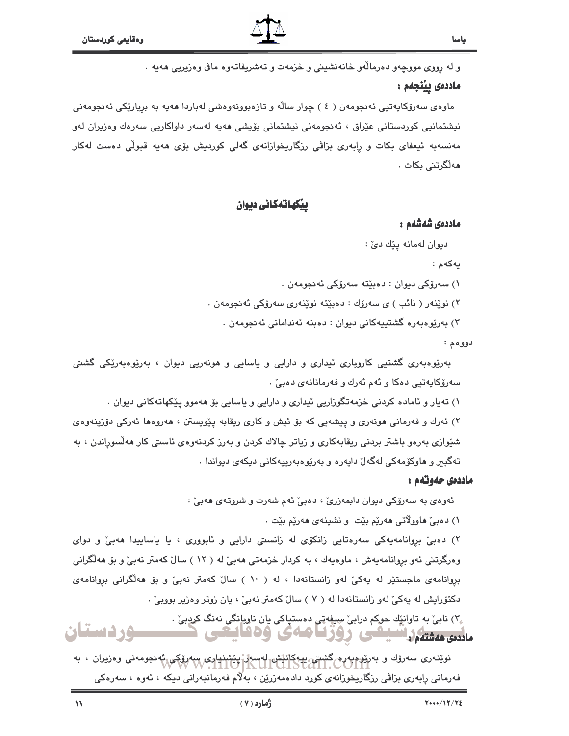و له ڕووی مووچەو دەرماڵەو خانەنشینی و خزمەت و تەشریفاتەوە ماف وەزیریی هەیە .

**ماددەی پێنجەم :**

ماوەی سەرۆکایەتیی ئەنجومەن ( ٤ ) چوار ساڵە و تازەبوونەوەشی لەباردا هەیە بە بڕیارێکی ئەنجومەنی نیشتمانیی کوردستانی عێراق ، ئەنجومەنی نیشتمانی بۆیشی هەیە لەسەر داواکاریی سەرەك وەزیران لەو مەنسەبە ئیعفای بکات و ڕابەری بزاڤی ڕزگاریخوازانەی گەلی کوردیش بۆی هەیە قبوڵی دەست لەکار هەڵگرتنی بکات .

## پێکهاتەکانی دیوان

**ماددەی شەشەم :**

دیوان لەمانە پێك دێ :

یەکەم :

١) سەرۆکی دیوان : دەبێتە سەرۆکی ئەنجومەن .

٢) نوێنەر ( نائب ) ی سەرۆك : دەبێتە نوێنەری سەرۆکی ئەنجومەن .

٣) بەڕێوەبەرە گشتییەکانی دیوان : دەبنە ئەندامانی ئەنجومەن .

دووەم :

بەڕێوەبەری گشتیی کاروباری ئیداری و دارایی و یاسایی و هونەریی دیوان ، بەڕێوەبەرێکی گشتی سەرۆکایەتیی دەکا و ئەم ئەرك و فەرمانانەی دەبێ .

١) تەیار و ئامادە کردنی خزمەتگوزاریی ئیداری و دارایی و یاسایی بۆ هەموو پێکهاتەکانی دیوان .

٢) ئەرك و فەرمانی هونەری و پیشەیی کە بۆ ئیش و کاری ریقابە پێویستن ، هەروەها ئەرکی دۆزینەوەی شێوازی بەرەو باشتر بردنی ریقابەکاری و زیاتر چالاك کردن و بەرز کردنەوەی ئاستی کار هەڵسوڕاندن ، بە تەگبیر و هاوکۆمەکی لەگەڵ دایەرە و بەڕێوەبەرییەکانی دیکەی دیواندا .

**ماددەی حەوتەم :**

ئەوەی بە سەرۆکی دیوان دادەمەزرێ ، دەبێ ئەم شەرت و شروتەی هەبێ :

١) دەبێ هاووڵاتی هەرێم بێت و نشینەی هەرێم بێت .

٢) دەبێ بڕوانامەیەکی سەرەتایی زانکۆی لە زانستی دارایی و ئابووری ، یا یاساییدا هەبێ و دوای وەرگرتنی ئەو بڕوانامەیەش ، ماوەیەك ، بە کردار خزمەتی هەبێ لە ( ١٢ ) ساڵ کەمتر نەبێ و بۆ هەڵگرانی بڕوانامەی ماجستێر لە یەکێ لەو زانستانەدا ، لە ( ١٠ ) ساڵ کەمتر نەبێ و بۆ هەڵگرانی بڕوانامەی دکتۆرایش لە یەکێ لەو زانستانەدا لە ( ٧ ) ساڵ کەمتر نەبێ ، یان زوتر وەزیر بووبێ .

٣) نابێ بە تاوانێك حوکم درابێ سیفەتی دەستپاکی یان ناوبانگی نەنگ کردبێ .

**ماددەی هەشتەم :**

نوێنەری سەرۆك و بەڕێوەبەرە گشتی یەکانیش لەسەر پێشنیاری سەرۆکی ئەنجومەنی وەزیران ، بە فەرمانی ڕابەری بزاڤی ڕزگاریخوزانەی کورد دادەمەزرێن ، بەڵام فەرمانبەرانی دیکە ، ئەوە ، سەرەکی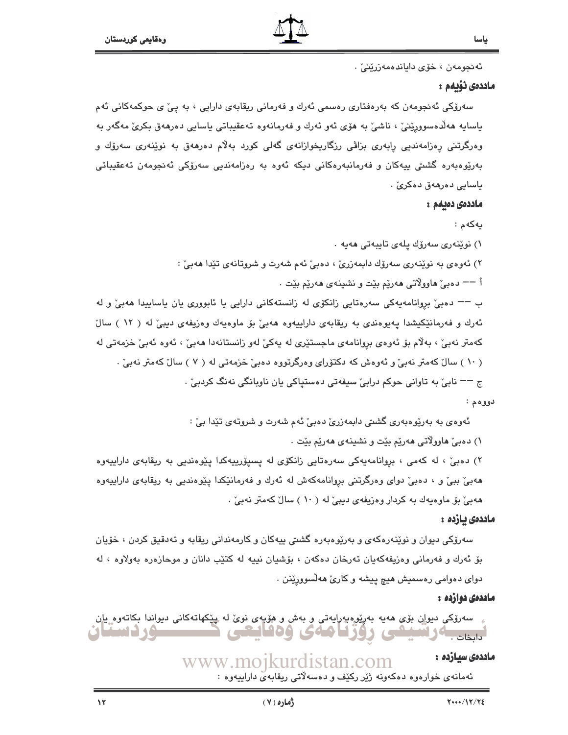ئەنجومەن ، خۆی دایاندەمەزرێنێ .

**ماددەی نۆیەم :**

سەرۆکی ئەنجومەن کە بەرەفتاری رەسمی ئەرك و فەرمانی ریقابەی دارایی ، بە پێ ی حوکمەکانی ئەم یاسایە هەڵدەسووڕێنێ ، ناشێ بە هۆی ئەو ئەرك و فەرمانەوە تەعقیباتی یاسایی دەرهەق بکرێ مەگەر بە وەرگرتنی رەزامەندیی رابەری بزاڤی رزگاریخوازانەی گەلی کورد بەڵام دەرهەق بە نوێنەری سەرۆك و بەڕێوەبەرە گشتی ییەکان و فەرمانبەرەکانی دیکە ئەوە بە رەزامەندیی سەرۆکی ئەنجومەن تەعقیباتی یاسایی دەرهەق دەکرێ .

**ماددەی دەیەم :**

یەکەم :

١) نوێنەری سەرۆك پلەی تایبەتی هەیە .

٢) ئەوەی بە نوێنەری سەرۆك دابمەزرێ ، دەبێ ئەم شەرت و شروتانەی تێدا هەبێ :

أ -- دەبێ هاووڵاتی هەرێم بێت و نشینەی هەرێم بێت .

ب -- دەبێ بڕوانامەیەکی سەرەتایی زانکۆی لە زانستەکانی دارایی یا ئابووری یان یاساییدا هەبێ و لە ئەرك و فەرمانێکیشدا پەیوەندی بە ریقابەی داراییەوە هەبێ بۆ ماوەیەك وەزیفەی دیبێ لە ( ١٢ ) ساڵ کەمتر نەبێ ، بەڵام بۆ ئەوەی بڕوانامەی ماجستێری لە یەکێ لەو زانستانەدا هەبێ ، ئەوە ئەبێ خزمەتی لە ( ١٠ ) ساڵ کەمتر نەبێ و ئەوەش کە دکتۆرای وەرگرتووە دەبێ خزمەتی لە ( ٧ ) ساڵ کەمتر نەبێ .

ج -- نابێ بە تاوانی حوکم درابێ سیفەتی دەستپاکی یان ناوبانگی نەنگ کردبێ .

دووەم :

ئەوەی بە بەڕێوەبەری گشتی دابمەزرێ دەبێ ئەم شەرت و شروتەی تێدا بێ :

١) دەبێ هاووڵاتی هەرێم بێت و نشینەی هەرێم بێت .

٢) دەبێ ، لە کەمی ، بڕوانامەیەکی سەرەتایی زانکۆی لە پسپۆرییەکدا پێوەندیی بە ریقابەی داراییەوە هەبێ ببێ و ، دەبێ دوای وەرگرتنی بڕوانامەکەش لە ئەرك و فەرمانێکدا پێوەندیی بە ریقابەی داراییەوە هەبێ بۆ ماوەیەك بە کردار وەزیفەی دیبێ لە ( ١٠ ) ساڵ کەمتر نەبێ .

**ماددەی یازدە :**

سەرۆکی دیوان و نوێنەرەکەی و بەڕێوەبەرە گشتی ییەکان و کارمەندانی ریقابە و تەدقیق کردن ، خۆیان بۆ ئەرك و فەرمانی وەزیفەکەیان تەرخان دەکەن ، بۆشیان نییە لە کتێب دانان و موحازەرە بەولاوە ، لە دوای دەوامی رەسمیش هیچ پیشە و کارێ هەڵسوورێنن .

**ماددەی دوازدە :**

سەرۆکی دیوان بۆی هەیە بەڕێوەبەرایەتی و بەش و هۆبەی نوێ لە پێکهاتەکانی دیواندا بکاتەوە یان دابخات .

**ماددەی سیازدە :**

ئەمانەی خوارەوە دەکەونە ژێر رکێف و دەسەڵاتی ریقابەی داراییەوە :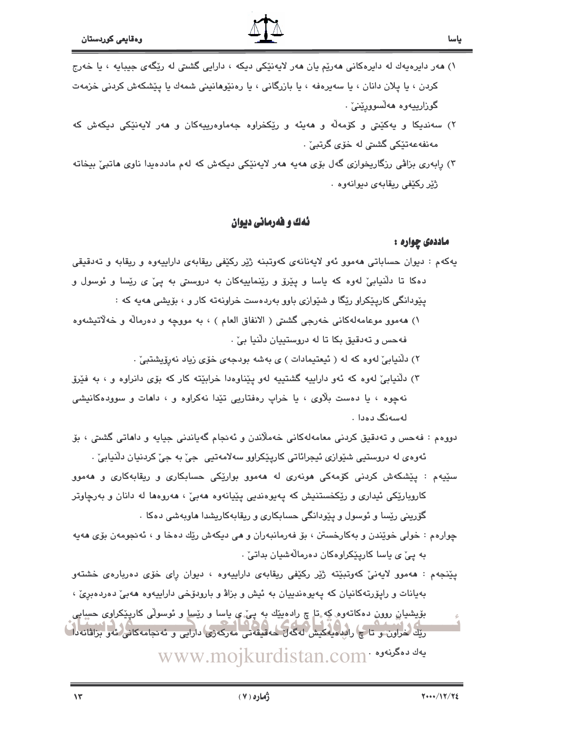١) هەر دایرەیەك لە دایرەكانی هەرێم یان هەر لایەنێكی دیكە ، دارایی گشتی لە رێگەی جیبایە ، یا خەرج كردن ، یا پلان دانان ، یا سەیرەفە ، یا بازرگانی ، یا رەنێوهانینی شمەك یا پێشكەش كردنی خزمەت گوزارییەوە هەڵسووڕێنێ .

٢) سەندیكا و یەكێتی و كۆمەڵە و هەیئە و رێكخراوە جەماوەرییەكان و هەر لایەنێكی دیكەش كە مەنفەعەتێكی گشتی لە خۆی گرتبێ .

٣) رابەری بزاڤی رزگاریخوازی گەل بۆی هەیە هەر لایەنێكی دیكەش كە لەم ماددەیدا ناوی هاتبێ بیخاتە ژێر ركێفی ریقابەی دیوانەوە .

## ئەك و فەرمانی دیوان

### ماددەی چوارە :

یەكەم : دیوان حساباتی هەموو ئەو لایەنانەی كەوتبنە ژێر ركێفی ریقابەی داراییەوە و ریقابە و تەدقیقی دەكا تا دڵنیابێ لەوە كە یاسا و پێڕۆ و رێنماییەكان بە دروستی بە پێ ی رێسا و ئوسول و پێودانگی كارپێكراو رێگا و شێوازی باوو بەردەست خراونەتە كار و ، بۆیشی هەیە كە :

١) هەموو موعامەلەكانی خەرجی گشتی ( الانفاق العام ) ، بە مووچە و دەرماڵە و خەڵاتیشەوە فەحس و تەدقیق بكا تا لە دروستییان دڵنیا بێ .

٢) دڵنیابێ لەوە كە لە ( ئیعتیمادات ) ی بەشە بودجەی خۆی زیاد نەڕۆیشتبێ .

٣) دڵنیابێ لەوە كە ئەو داراییە گشتییە لەو پێناوەدا خرابێتە كار كە بۆی دانراوە و ، بە فێڕۆ نەچوە ، یا دەست بلاوی ، یا خراپ رەفتاریی تێدا نەكراوە و ، داهات و سوودەكانیشی لەسەنگ دەدا .

دووەم : فەحس و تەدقیق كردنی معامەلەكانی خەملاندن و ئەنجام گەیاندنی جیایە و داهاتی گشتی ، بۆ ئەوەی لە دروستیی شێوازی ئیجرائاتی كارپێكراوو سەلامەتیی جێ بە جێ كردنیان دڵنیابێ .

سێیەم : پێشكەش كردنی كۆمەكی هونەری لە هەموو بوارێكی حسابكاری و ریقابەكاری و هەموو كاروبارێكی ئیداری و رێكخستنیش كە پەیوەندیی پێیانەوە هەبێ ، هەروەها لە دانان و بەرچاوتر گۆرینی رێسا و ئوسول و پێودانگی حسابكاری و ریقابەكاریشدا هاوبەشی دەكا .

چوارەم : خولی خوێندن و بەكارخستن ، بۆ فەرمانبەران و هی دیكەش رێك دەخا و ، ئەنجومەن بۆی هەیە بە پێ ی یاسا كارپێكراوەكان دەرماڵەشیان بداتێ .

پێنجەم : هەموو لایەنێ كەوتبێتە ژێر ركێفی ریقابەی داراییەوە ، دیوان رای خۆی دەربارەی خشتەو بەیانات و راپۆرتەكانیان كە پەیوەندییان بە ئیش و بزاڤ و بارودۆخی داراییەوە هەبێ دەردەبڕێ ، بۆیشیان روون دەكاتەوە كە تا چ رادەیێك بە پێ ی یاسا و رێسا و ئوسولی كارپێكراوی حسابی رێك خراون و تا چ رادەیەكیش لەگەڵ حەقیقەتی مەركەزی دارایی و ئەنجامەكانی ئەو بزاڤانەدا یەك دەگرنەوە .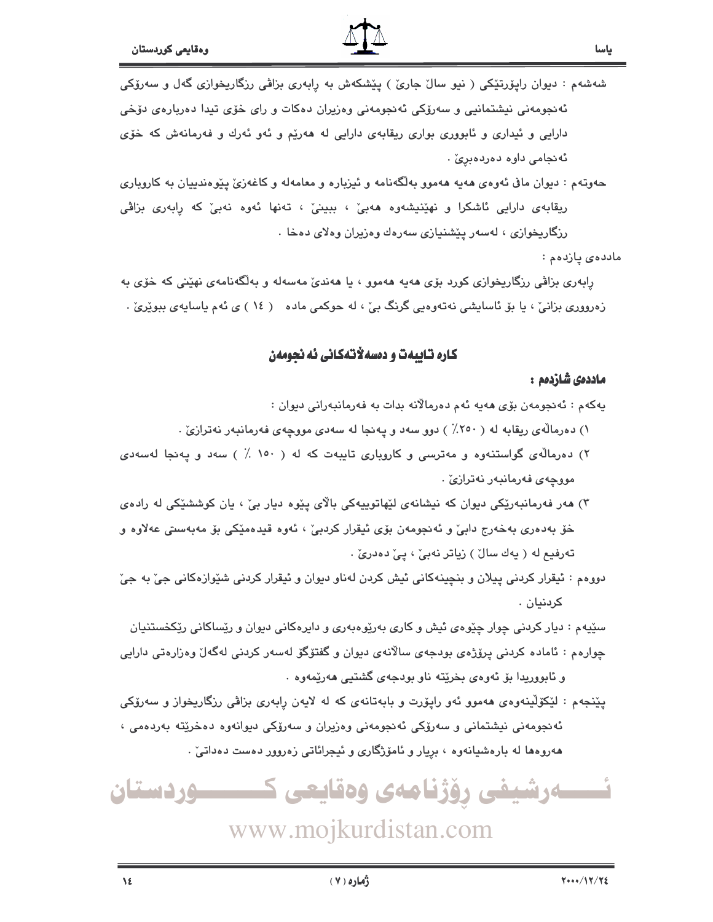شەشەم : دیوان راپۆرتێکی ( نیو ساڵ جارێ ) پێشکەش بە ڕابەری بزاڤی رزگاریخوازی گەل و سەرۆکی ئەنجومەنی نیشتمانیی و سەرۆکی ئەنجومەنی وەزیران دەکات و رای خۆی تیدا دەربارەی دۆخی دارایی و ئیداری و ئابووری بواری ریقابەی دارایی لە هەرێم و ئەو ئەرك و فەرمانەش کە خۆی ئەنجامی داوە دەردەبڕێ .

حەوتەم : دیوان ماف ئەوەی هەیە هەموو بەڵگەنامە و ئیزبارە و معامەلە و کاغەزێ پێوەندییان بە کاروباری ریقابەی دارایی ئاشکرا و نهێنیشەوە هەبێ ، ببینێ ، تەنها ئەوە نەبێ کە ڕابەری بزاڤی رزگاریخوازی ، لەسەر پێشنیازی سەرەك وەزیران وەلای دەخا .

ماددەی پازدەم :

ڕابەری بزاڤی رزگاریخوازی کورد بۆی هەیە هەموو ، یا هەندێ مەسەلە و بەڵگەنامەی نهێنی کە خۆی بە زەروری بزانێ ، یا بۆ ئاسایشی نەتەوەیی گرنگ بێ ، لە حوکمی مادە ( ١٤ ) ی ئەم یاسایەی ببوێرێ .

## کارە تایبەت و دەسەڵاتەکانی ئەنجومەن

**ماددەی شازدەم :**

یەکەم : ئەنجومەن بۆی هەیە ئەم دەرماڵانە بدات بە فەرمانبەرانی دیوان :

١) دەرماڵەی ریقابە لە ( ٢٥٠٪ ) دوو سەد و پەنجا لە سەدی مووچەی فەرمانبەر نەترازێ .

٢) دەرماڵەی گواستنەوە و مەترسی و کاروباری تایبەت کە لە ( ١٥٠ ٪ ) سەد و پەنجا لەسەدی مووچەی فەرمانبەر نەترازێ .

٣) هەر فەرمانبەرێکی دیوان کە نیشانەی لێهاتوییەکی باڵای پێوە دیار بێ ، یان کوششێکی لە رادەی خۆ بەدەری بەخەرج دابێ و ئەنجومەن بۆی ئیقرار کردبێ ، ئەوە قیدەمێکی بۆ مەبەستی عەلاوە و تەرفیع لە ( یەك ساڵ ) زیاتر نەبێ ، پێ دەدرێ .

دووەم : ئیقرار کردنی پیلان و بنچینەکانی ئیش کردن لەناو دیوان و ئیقرار کردنی شێوازەکانی جێ بە جێ کردنیان .

سێیەم : دیار کردنی چوار چێوەی ئیش و کاری بەرێوەبەری و دایرەکانی دیوان و رێساکانی رێکخستنیان

چوارەم : ئامادە کردنی پرۆژەی بودجەی ساڵانەی دیوان و گفتۆگۆ لەسەر کردنی لەگەڵ وەزارەتی دارایی و ئابووریدا بۆ ئەوەی بخرێتە ناو بودجەی گشتیی هەرێمەوە .

پێنجەم : لێکۆڵینەوەی هەموو ئەو راپۆرت و بابەتانەی کە لە لایەن ڕابەری بزاڤی رزگاریخواز و سەرۆکی ئەنجومەنی نیشتمانی و سەرۆکی ئەنجومەنی وەزیران و سەرۆکی دیوانەوە دەخرێتە بەردەمی ، هەروەها لە بارەشیانەوە ، بڕیار و ئامۆژگاری و ئیجرائاتی زەروور دەست دەداتێ .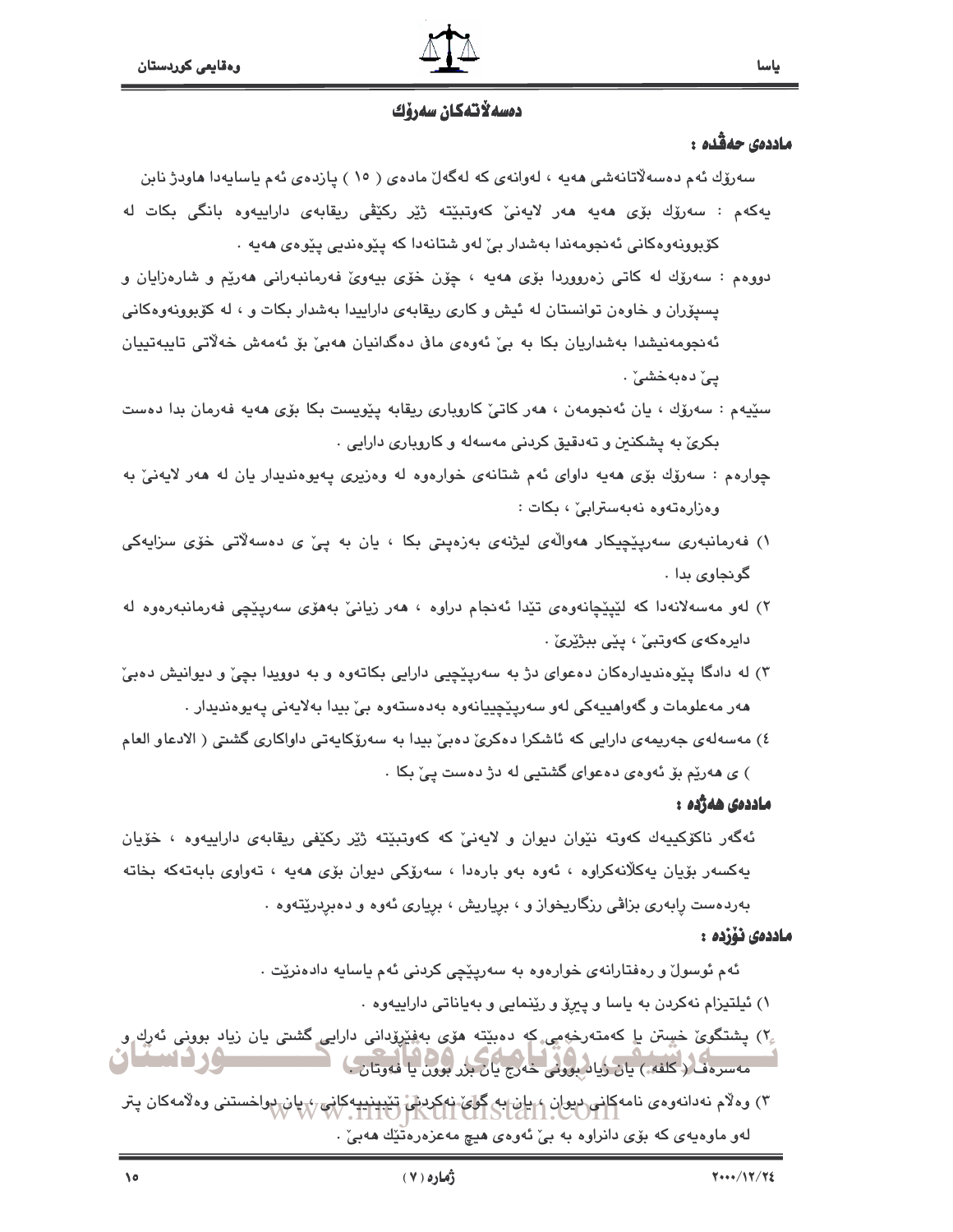## دەسەڵاتەكان سەرۆك

### ماددەی حەڤدە :

سەرۆك ئەم دەسەڵاتانەشی هەیە ، لەوانەی كە لەگەڵ مادەی ( ١٥ ) پازدەی ئەم یاسایەدا هاودژ نابن

یەكەم : سەرۆك بۆی هەیە هەر لایەنێ كەوتبێتە ژێر ركێڤی ریقابەی داراییەوە بانگی بكات لە كۆبوونەوەكانی ئەنجومەندا بەشدار بێ لەو شتانەدا كە پێوەندیی پێوەی هەیە .

دووەم : سەرۆك لە كاتی زەروورد بۆی هەیە ، چۆن خۆی بیەوێ فەرمانبەرانی هەرێم و شارەزایان و پسپۆران و خاوەن توانستان لە ئیش و كاری ریقابەی داراییدا بەشدار بكات و ، لە كۆبوونەوەكانی ئەنجومەنیشدا بەشداریان بكا بە بێ ئەوەی ماڤ دەگدانیان هەبێ بۆ ئەمەش خەڵاتی تایبەتییان پێ دەبەخشێ .

سێیەم : سەرۆك ، یان ئەنجومەن ، هەر كاتێ كاروباری ریقابە پێویست بكا بۆی هەیە فەرمان بدا دەست بكرێ بە پشكنین و تەدقیق كردنی مەسەلە و كاروباری دارایی .

چوارەم : سەرۆك بۆی هەیە داوای ئەم شتانەی خوارەوە لە وەزیری پەیوەندیدار یان لە هەر لایەنێ بە وەزارەتەوە نەبەستراب‌ێ ، بكات :

١) فەرمانبەری سەرپێچیكار هەواڵەی لیژنەی بەزەپتی بكا ، یان بە پێ ی دەسەڵاتی خۆی سزایەكی گونجاوی بدا .

٢) لەو مەسەلانەدا كە لێپێچانەوەی تێدا ئەنجام دراوە ، هەر زیانێ بەهۆی سەرپێچی فەرمانبەرەوە لە دایرەكەی كەوتبێ ، پێی ببژێرێ .

٣) لە دادگا پێوەندیدارەكان دەعوای دژ بە سەرپێچیی دارایی بكاتەوە و بە دوویدا بچێ و دیوانیش دەبێ هەر مەعلومات و گەواهییەكی لەو سەرپێچییانەوە بەدەستەوە بێ بیدا بەلایەنی پەیوەندیدار .

٤) مەسەلەی جەریمەی دارایی كە ئاشكرا دەكرێ دەبێ بیدا بە سەرۆكایەتی داواكاری گشتی ( الادعاو العام ) ی هەرێم بۆ ئەوەی دەعوای گشتیی لە دژ دەست پێ بكا .

### ماددەی هەژدە :

ئەگەر ناكۆكییەك كەوتە نێوان دیوان و لایەنێ كە كەوتبێتە ژێر ركێفی ریقابەی داراییەوە ، خۆیان یەكسەر بۆیان یەكلانەكراوە ، ئەوە بەو بارەدا ، سەرۆكی دیوان بۆی هەیە ، تەواوی بابەتەكە بخاتە بەردەست رابەری بزاڤی رزگاریخواز و ، بڕیاریش ، بڕیاری ئەوە و دەبڕدرێتەوە .

### ماددەی نۆزدە :

ئەم ئوسوڵ و رەفتارانەی خوارەوە بە سەرپێچی كردنی ئەم یاسایە دادەنرێت .

١) ئیلتیزام نەكردن بە یاسا و پیرۆ و رێنمایی و بەیاناتی داراییەوە .

٢) پشتگوێ خستن یا كەمتەرخەمی كە دەبێتە هۆی بەفیڕۆدانی دارایی گشتی یان زیاد بوونی ئەرك و مەسرەف ( كلفە ) یان زیاد بوونی خەرج یان بزر بوون یا فەوتان .

٣) وەڵام نەدانەوەی نامەكانی دیوان ، یان بە گوێ نەكردنی تێبینییەكانی ، یان دواخستنی وەڵامەكان پتر لەو ماوەیەی كە بۆی دانراوە بە بێ ئەوەی هیچ مەعزەرەتێك هەبێ .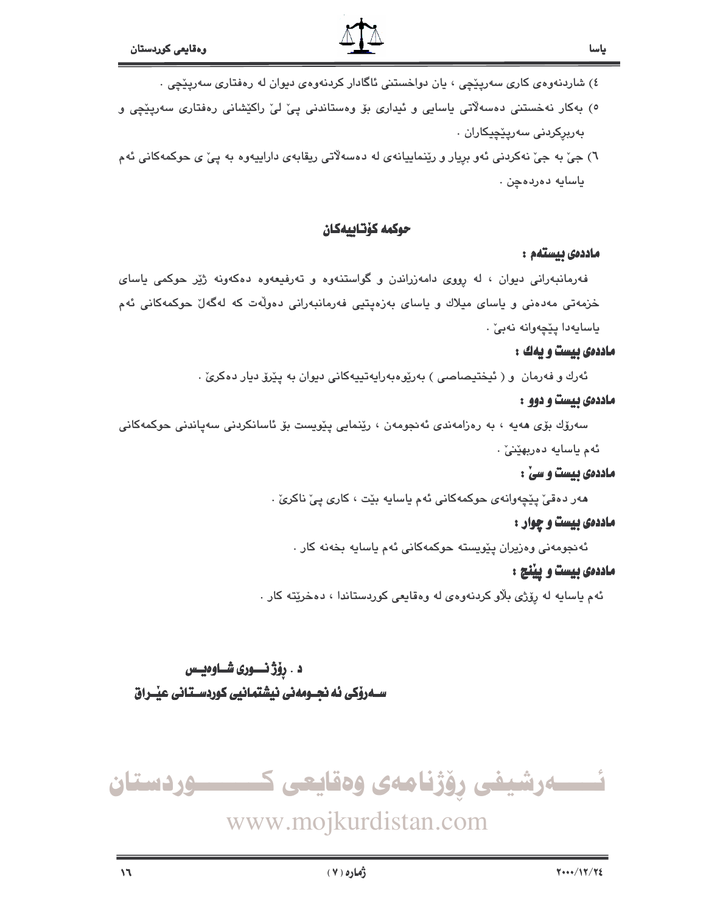٤) شاردنەوەی کاری سەرپێچی ، یان دواخستنی ئاگادار کردنەوەی دیوان لە رەفتاری سەرپێچی .

٥) بەکار نەخستنی دەسەڵاتی یاسایی و ئیداری بۆ وەستاندنی پێ لێ راکێشانی رەفتاری سەرپێچی و بەربڕکردنی سەرپێچیکاران .

٦) جێ بە جێ نەکردنی ئەو بڕیار و رێنماییانەی لە دەسەڵاتی ریقابەی داراییەوە بە پێ ی حوکمەکانی ئەم یاسایە دەردەچن .

## حوکمە کۆتاییەکان

**ماددەی بیستەم :**

فەرمانبەرانی دیوان ، لە رووی دامەزراندن و گواستنەوە و تەرفیعەوە دەکەونە ژێر حوکمی یاسای خزمەتی مەدەنی و یاسای میلاك و یاسای بەزەپتیی فەرمانبەرانی دەوڵەت کە لەگەڵ حوکمەکانی ئەم یاسایەدا پێچەوانە نەبێ .

**ماددەی بیست و یەك :**

ئەرك و فەرمان و ( ئیختیصاصی ) بەرێوەبەرایەتییەکانی دیوان بە پێڕۆ دیار دەکرێ .

**ماددەی بیست و دوو :**

سەرۆك بۆی هەیە ، بە رەزامەندی ئەنجومەن ، رێنمایی پێویست بۆ ئاسانکردنی سەپاندنی حوکمەکانی ئەم یاسایە دەربهێنێ .

**ماددەی بیست و سێ :**

هەر دەقێ پێچەوانەی حوکمەکانی ئەم یاسایە بێت ، کاری پێ ناکرێ .

**ماددەی بیست و چوار :**

ئەنجومەنی وەزیران پێویستە حوکمەکانی ئەم یاسایە بخەنە کار .

**ماددەی بیست و پێنج :**

ئەم یاسایە لە رۆژی بڵاو کردنەوەی لە وەقایعی کوردستاندا ، دەخرێتە کار .

**د . رۆژ نـــوری شـــاوەیـس**

**ســەرۆکی ئە نجـومەنی نیشتمانیی کوردسـتانی عێـراق**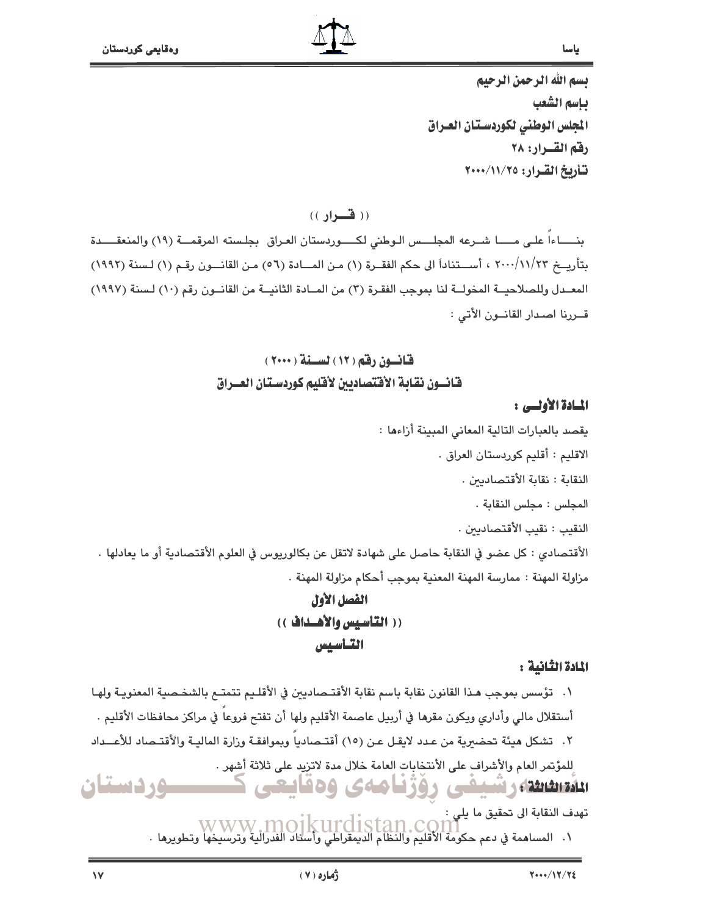بسم الله الرحمن الرحيم

بإسم الشعب

المجلس الوطني لكوردستان العراق

رقم القرار: ٢٨

تأريخ القرار: ٢٠٠٠/١١/٢٥

(( قــرار ))

بنــاءاً على مــا شـرعه المجلــس الوطني لكــوردستان العراق بجلسته المرقمــة (١٩) والمنعقــدة بتأريـخ ٢٠٠٠/١١/٢٣ ، أســتناداً الى حكم الفقـرة (١) مـن المــادة (٥٦) مـن القانــون رقـم (١) لـسنة (١٩٩٢) المعـدل وللصلاحيــة المخولــة لنا بموجب الفقرة (٣) من المـادة الثانيــة من القانــون رقم (١٠) لـسنة (١٩٩٧) قــررنا اصـدار القانــون الأتي :

## قانــون رقم (١٢) لســنة (٢٠٠٠)

## قانــون نقابة الأقتصاديين لأقليم كوردستان العــراق

### المـادة الأولــى :

يقصد بالعبارات التالية المعاني المبينة أزاءها :

الاقليم : أقليم كوردستان العراق .

النقابة : نقابة الأقتصاديين .

المجلس : مجلس النقابة .

النقيب : نقيب الأقتصاديين .

الأقتصادي : كل عضو في النقابة حاصل على شهادة لاتقل عن بكالوريوس في العلوم الأقتصادية أو ما يعادلها .

مزاولة المهنة : ممارسة المهنة المعنية بموجب أحكام مزاولة المهنة .

## الفصل الأول

## (( التأسيس والأهــداف ))

## التــأسيس

### المادة الثانية :

١. تؤسس بموجب هـذا القانون نقابة باسم نقابة الأقتـصاديين في الأقلـيم تتمتـع بالشخـصية المعنويـة ولهـا أستقلال مالي وأداري ويكون مقرها في أربيل عاصمة الأقليم ولها أن تفتح فروعاً في مراكز محافظات الأقليم .

٢. تشكل هيئة تحضيرية من عـدد لايقـل عـن (١٥) أقتـصادياً وبموافقـة وزارة الماليـة والأقتـصاد للأعـداد للمؤتمر العام والأشراف على الأنتخابات العامة خلال مدة لاتزيد على ثلاثة أشهر .

### المادة الثالثة :

تهدف النقابة الى تحقيق ما يلي :

١. المساهمة في دعم حكومة الأقليم والنظام الديمقراطي وأسناد الفدرالية وترسيخها وتطويرها .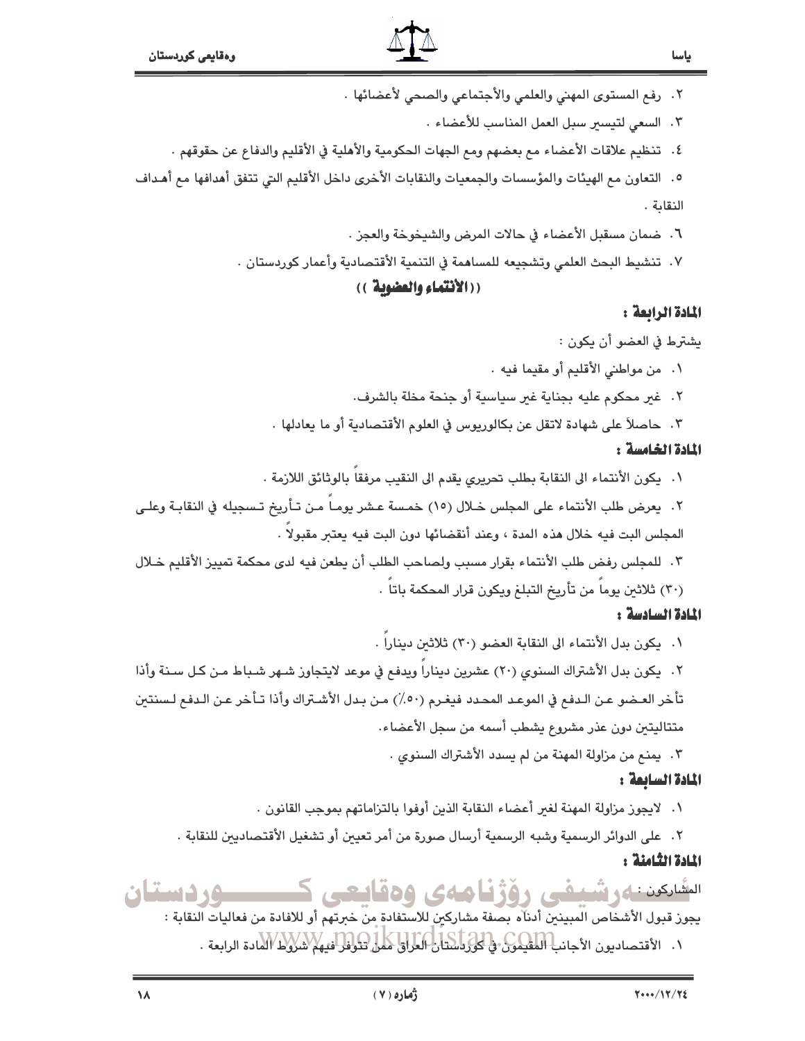٢. رفع المستوى المهني والعلمي والأجتماعي والصحي لأعضائها .

٣. السعي لتيسير سبل العمل المناسب للأعضاء .

٤. تنظيم علاقات الأعضاء مع بعضهم ومع الجهات الحكومية والأهلية في الأقليم والدفاع عن حقوقهم .

٥. التعاون مع الهيئات والمؤسسات والجمعيات والنقابات الأخرى داخل الأقليم التي تتفق أهدافها مع أهداف النقابة .

٦. ضمان مستقبل الأعضاء في حالات المرض والشيخوخة والعجز .

٧. تنشيط البحث العلمي وتشجيعه للمساهمة في التنمية الأقتصادية وأعمار كوردستان .

### ((الأنتماء والعضوية ))

**المادة الرابعة :**

يشترط في العضو أن يكون :

١. من مواطني الأقليم أو مقيما فيه .

٢. غير محكوم عليه بجناية غير سياسية أو جنحة مخلة بالشرف.

٣. حاصلاً على شهادة لاتقل عن بكالوريوس في العلوم الأقتصادية أو ما يعادلها .

**المادة الخامسة :**

١. يكون الأنتماء الى النقابة بطلب تحريري يقدم الى النقيب مرفقاً بالوثائق اللازمة .

٢. يعرض طلب الأنتماء على المجلس خلال (١٥) خمسة عشر يوماً من تأريخ تسجيله في النقابة وعلى المجلس البت فيه خلال هذه المدة ، وعند أنقضائها دون البت فيه يعتبر مقبولاً .

٣. للمجلس رفض طلب الأنتماء بقرار مسبب ولصاحب الطلب أن يطعن فيه لدى محكمة تمييز الأقليم خلال (٣٠) ثلاثين يوماً من تأريخ التبلغ ويكون قرار المحكمة باتاً .

**المادة السادسة :**

١. يكون بدل الأنتماء الى النقابة العضو (٣٠) ثلاثين ديناراً .

٢. يكون بدل الأشتراك السنوي (٢٠) عشرين ديناراً ويدفع في موعد لايتجاوز شهر شباط من كل سنة وأذا تأخر العضو عن الدفع في الموعد المحدد فيغرم (٥٠٪) من بدل الأشتراك وأذا تأخر عن الدفع لسنتين متتاليتين دون عذر مشروع يشطب أسمه من سجل الأعضاء.

٣. يمنع من مزاولة المهنة من لم يسدد الأشتراك السنوي .

**المادة السابعة :**

١. لايجوز مزاولة المهنة لغير أعضاء النقابة الذين أوفوا بالتزاماتهم بموجب القانون .

٢. على الدوائر الرسمية وشبه الرسمية أرسال صورة من أمر تعيين أو تشغيل الأقتصاديين للنقابة .

**المادة الثامنة :**

المشاركون :

يجوز قبول الأشخاص المبينين أدناه بصفة مشاركين للاستفادة من خبرتهم أو للافادة من فعاليات النقابة :

١. الأقتصاديون الأجانب المقيمون في كوردستان العراق ممن تتوفر فيهم شروط المادة الرابعة .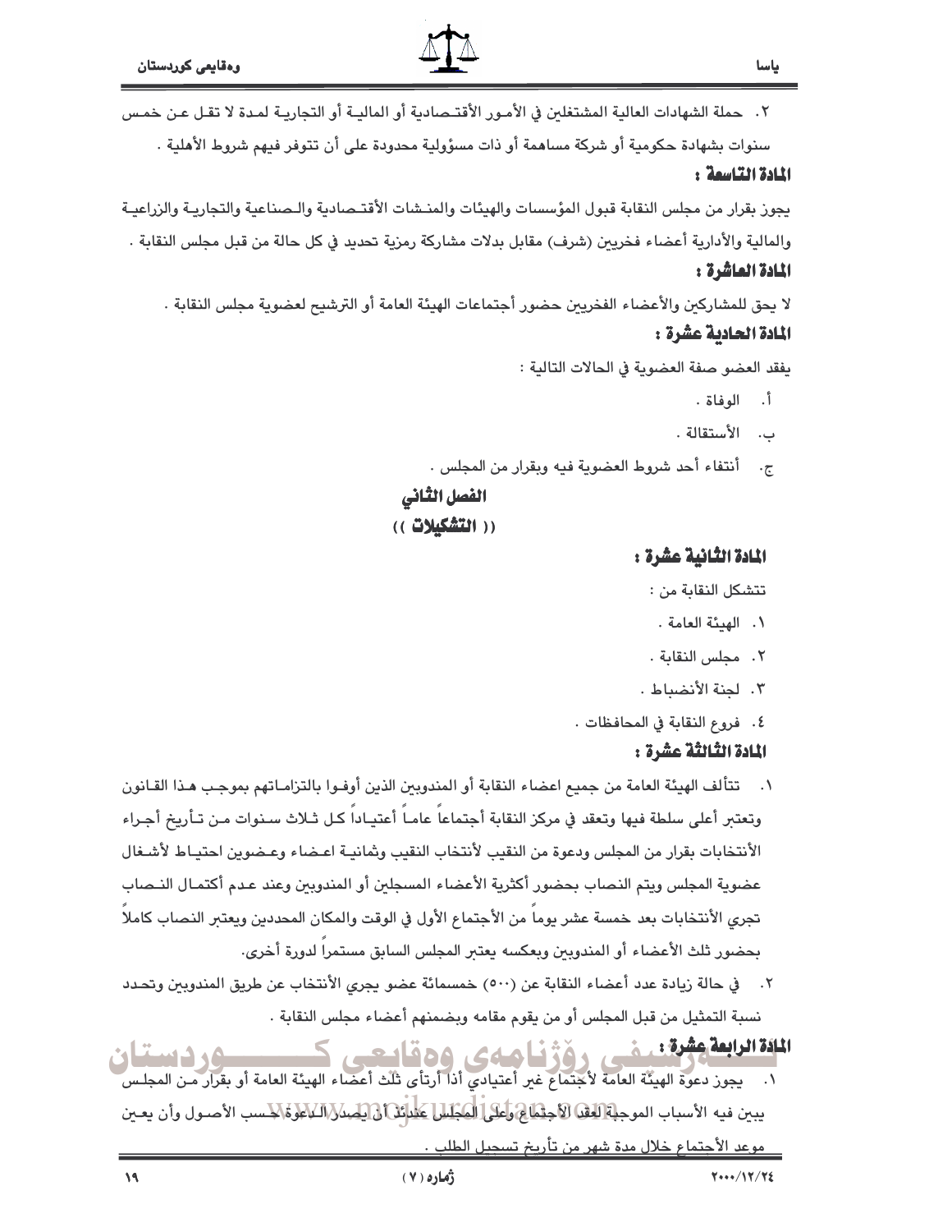٢. حملة الشهادات العالية المشتغلين في الأمور الأقتصادية أو المالية أو التجارية لمدة لا تقل عن خمس سنوات بشهادة حكومية أو شركة مساهمة أو ذات مسؤولية محدودة على أن تتوفر فيهم شروط الأهلية .

### المادة التاسعة :

يجوز بقرار من مجلس النقابة قبول المؤسسات والهيئات والمنشات الأقتصادية والصناعية والتجارية والزراعية والمالية والأدارية أعضاء فخريين (شرف) مقابل بدلات مشاركة رمزية تحديد في كل حالة من قبل مجلس النقابة .

### المادة العاشرة :

لا يحق للمشاركين والأعضاء الفخريين حضور أجتماعات الهيئة العامة أو الترشيح لعضوية مجلس النقابة .

### المادة الحادية عشرة :

يفقد العضو صفة العضوية في الحالات التالية :

أ. الوفاة .

ب. الأستقالة .

ج. أنتفاء أحد شروط العضوية فيه وبقرار من المجلس .

## الفصل الثاني
## (( التشكيلات ))

### المادة الثانية عشرة :

تتشكل النقابة من :

١. الهيئة العامة .

٢. مجلس النقابة .

٣. لجنة الأنضباط .

٤. فروع النقابة في المحافظات .

### المادة الثالثة عشرة :

١. تتألف الهيئة العامة من جميع اعضاء النقابة أو المندوبين الذين أوفوا بالتزاماتهم بموجب هذا القانون وتعتبر أعلى سلطة فيها وتعقد في مركز النقابة أجتماعاً عاماً أعتيادياً كل ثلاث سنوات من تأريخ أجراء الأنتخابات بقرار من المجلس ودعوة من النقيب لأنتخاب النقيب وثمانية اعضاء وعضوين احتياط لأشغال عضوية المجلس ويتم النصاب بحضور أكثرية الأعضاء المسجلين أو المندوبين وعند عدم أكتمال النصاب تجري الأنتخابات بعد خمسة عشر يوماً من الأجتماع الأول في الوقت والمكان المحددين ويعتبر النصاب كاملاً بحضور ثلث الأعضاء أو المندوبين وبعكسه يعتبر المجلس السابق مستمراً لدورة أخرى.

٢. في حالة زيادة عدد أعضاء النقابة عن (٥٠٠) خمسمائة عضو يجري الأنتخاب عن طريق المندوبين وتحدد نسبة التمثيل من قبل المجلس أو من يقوم مقامه وبضمنهم أعضاء مجلس النقابة .

### المادة الرابعة عشرة :

١. يجوز دعوة الهيئة العامة لأجتماع غير أعتيادي أذا أرتأى ثلث أعضاء الهيئة العامة أو بقرار من المجلس يبين فيه الأسباب الموجبة لعقد الأجتماع وعلى المجلس عندئذ أن يصدر الدعوة حسب الأصول وأن يعين موعد الأجتماع خلال مدة شهر من تأريخ تسجيل الطلب .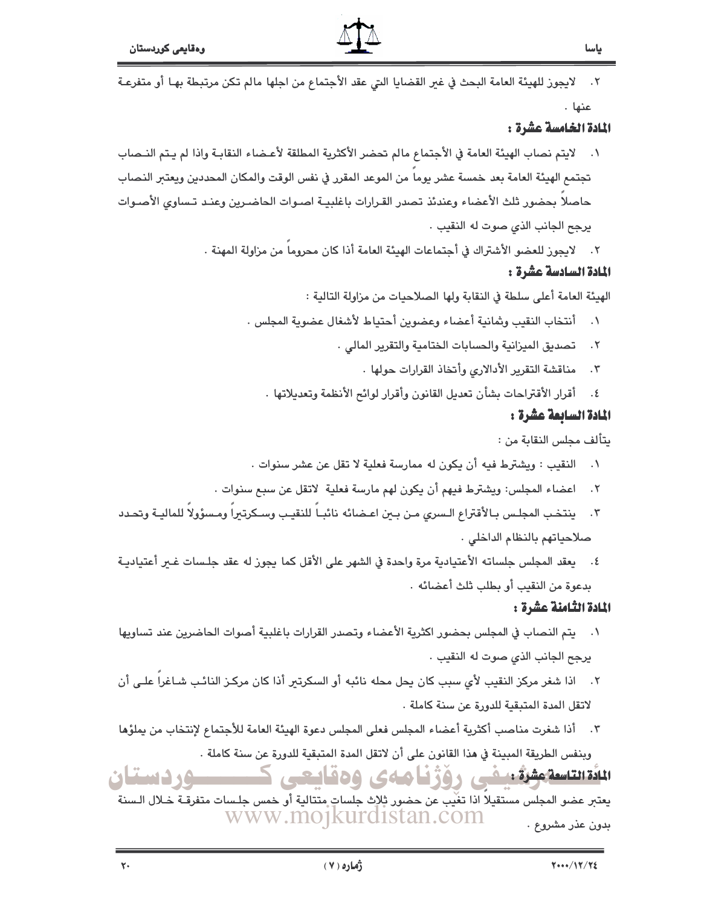٢. لايجوز للهيئة العامة البحث في غير القضايا التي عقد الأجتماع من اجلها مالم تكن مرتبطة بها أو متفرعة عنها .

### المادة الخامسة عشرة :

١. لايتم نصاب الهيئة العامة في الأجتماع مالم تحضر الأكثرية المطلقة لأعضاء النقابة واذا لم يتم النصاب تجتمع الهيئة العامة بعد خمسة عشر يوماً من الموعد المقرر في نفس الوقت والمكان المحددين ويعتبر النصاب حاصلاً بحضور ثلث الأعضاء وعندئذ تصدر القرارات باغلبية اصوات الحاضرين وعند تساوي الأصوات يرجح الجانب الذي صوت له النقيب .

٢. لايجوز للعضو الأشتراك في أجتماعات الهيئة العامة أذا كان محروماً من مزاولة المهنة .

### المادة السادسة عشرة :

الهيئة العامة أعلى سلطة في النقابة ولها الصلاحيات من مزاولة التالية :

١. أنتخاب النقيب وثمانية أعضاء وعضوين أحتياط لأشغال عضوية المجلس .
٢. تصديق الميزانية والحسابات الختامية والتقرير المالي .
٣. مناقشة التقرير الأدالاري وأتخاذ القرارات حولها .
٤. أقرار الأقتراحات بشأن تعديل القانون وأقرار لوائح الأنظمة وتعديلاتها .

### المادة السابعة عشرة :

يتألف مجلس النقابة من :

١. النقيب : ويشترط فيه أن يكون له ممارسة فعلية لا تقل عن عشر سنوات .
٢. اعضاء المجلس: ويشترط فيهم أن يكون لهم مارسة فعلية لاتقل عن سبع سنوات .
٣. ينتخب المجلس بالأقتراع السري من بين اعضائه نائباً للنقيب وسكرتيراً ومسؤولاً للمالية وتحدد صلاحياتهم بالنظام الداخلي .
٤. يعقد المجلس جلساته الأعتيادية مرة واحدة في الشهر على الأقل كما يجوز له عقد جلسات غير أعتيادية بدعوة من النقيب أو بطلب ثلث أعضائه .

### المادة الثامنة عشرة :

١. يتم النصاب في المجلس بحضور اكثرية الأعضاء وتصدر القرارات باغلبية أصوات الحاضرين عند تساويها يرجح الجانب الذي صوت له النقيب .
٢. اذا شغر مركز النقيب لأي سبب كان يحل محله نائبه أو السكرتير أذا كان مركز النائب شاغراً على أن لاتقل المدة المتبقية للدورة عن سنة كاملة .
٣. أذا شغرت مناصب أكثرية أعضاء المجلس فعلى المجلس دعوة الهيئة العامة للأجتماع لإنتخاب من يملؤها وبنفس الطريقة المبينة في هذا القانون على أن لاتقل المدة المتبقية للدورة عن سنة كاملة .

### المادة التاسعة عشرة :

يعتبر عضو المجلس مستقيلاً اذا تغّيب عن حضور ثلاث جلسات متتالية أو خمس جلسات متفرقة خلال السنة بدون عذر مشروع .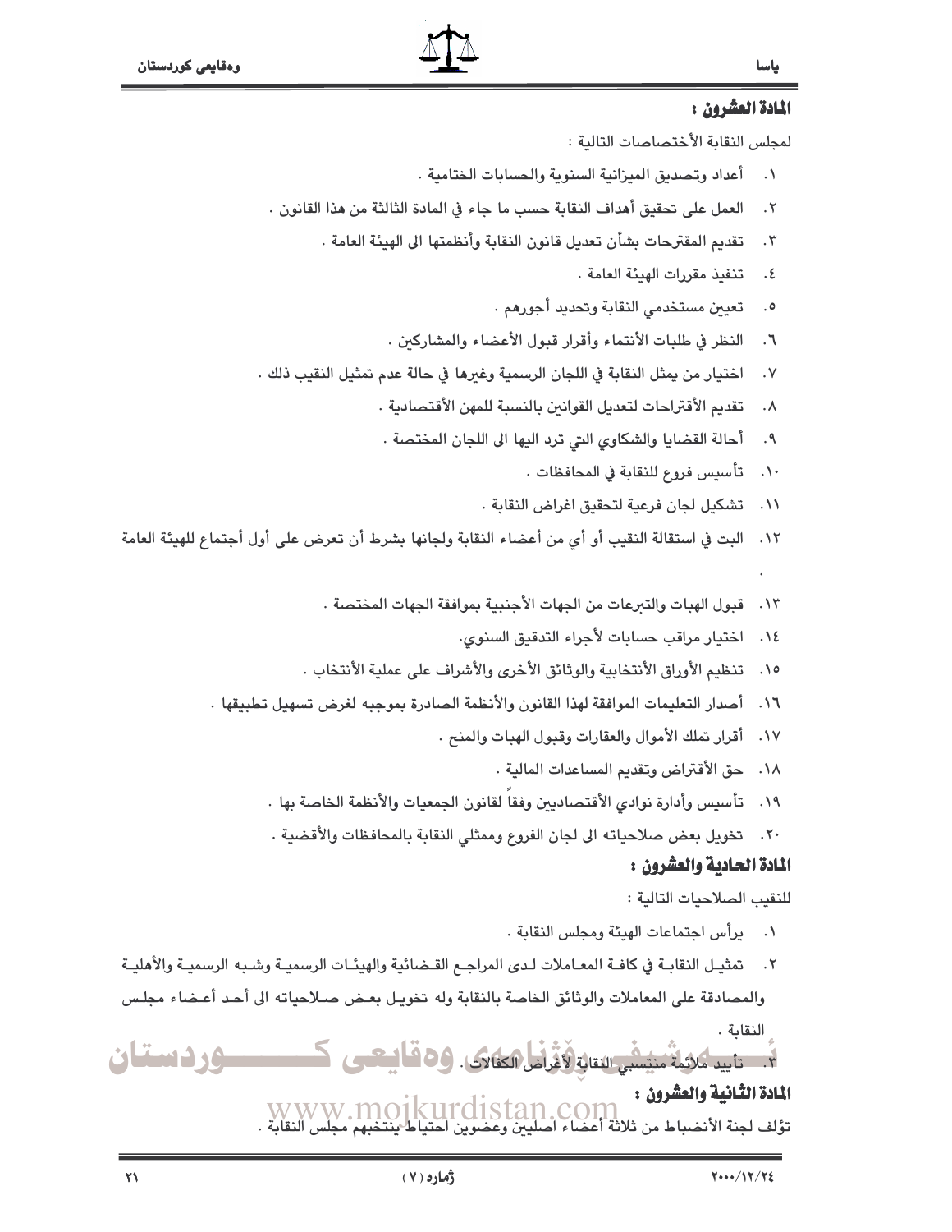### المادة العشرون :

لمجلس النقابة الأختصاصات التالية :

١. أعداد وتصديق الميزانية السنوية والحسابات الختامية .
٢. العمل على تحقيق أهداف النقابة حسب ما جاء في المادة الثالثة من هذا القانون .
٣. تقديم المقترحات بشأن تعديل قانون النقابة وأنظمتها الى الهيئة العامة .
٤. تنفيذ مقررات الهيئة العامة .
٥. تعيين مستخدمي النقابة وتحديد أجورهم .
٦. النظر في طلبات الأنتماء وأقرار قبول الأعضاء والمشاركين .
٧. اختيار من يمثل النقابة في اللجان الرسمية وغيرها في حالة عدم تمثيل النقيب ذلك .
٨. تقديم الأقتراحات لتعديل القوانين بالنسبة للمهن الأقتصادية .
٩. أحالة القضايا والشكاوي التي ترد اليها الى اللجان المختصة .
١٠. تأسيس فروع للنقابة في المحافظات .
١١. تشكيل لجان فرعية لتحقيق اغراض النقابة .
١٢. البت في استقالة النقيب أو أي من أعضاء النقابة ولجانها بشرط أن تعرض على أول أجتماع للهيئة العامة .
١٣. قبول الهبات والتبرعات من الجهات الأجنبية بموافقة الجهات المختصة .
١٤. اختيار مراقب حسابات لأجراء التدقيق السنوي.
١٥. تنظيم الأوراق الأنتخابية والوثائق الأخرى والأشراف على عملية الأنتخاب .
١٦. أصدار التعليمات الموافقة لهذا القانون والأنظمة الصادرة بموجبه لغرض تسهيل تطبيقها .
١٧. أقرار تملك الأموال والعقارات وقبول الهبات والمنح .
١٨. حق الأقتراض وتقديم المساعدات المالية .
١٩. تأسيس وأدارة نوادي الأقتصاديين وفقاً لقانون الجمعيات والأنظمة الخاصة بها .
٢٠. تخويل بعض صلاحياته الى لجان الفروع وممثلي النقابة بالمحافظات والأقضية .

### المادة الحادية والعشرون :

للنقيب الصلاحيات التالية :

١. يرأس اجتماعات الهيئة ومجلس النقابة .
٢. تمثيل النقابة في كافة المعاملات لدى المراجع القضائية والهيئات الرسمية وشبه الرسمية والأهلية والمصادقة على المعاملات والوثائق الخاصة بالنقابة وله تخويل بعض صلاحياته الى أحد أعضاء مجلس النقابة .
٣. تأييد ملائمة منتسبي النقابة لأغراض الكفالات .

### المادة الثانية والعشرون :

تؤلف لجنة الأنضباط من ثلاثة أعضاء أصليين وعضوين احتياط ينتخبهم مجلس النقابة .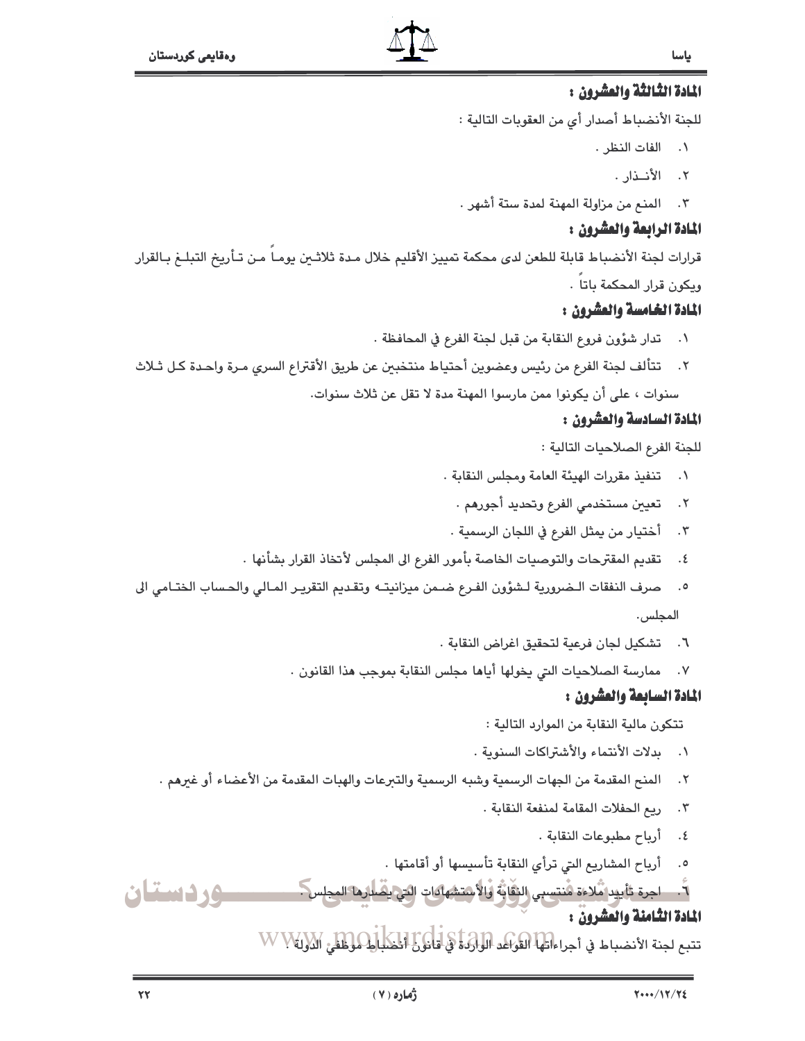### المادة الثالثة والعشرون :

للجنة الأنضباط أصدار أي من العقوبات التالية :

١. الفات النظر .
٢. الأنــذار .
٣. المنع من مزاولة المهنة لمدة ستة أشهر .

### المادة الرابعة والعشرون :

قرارات لجنة الأنضباط قابلة للطعن لدى محكمة تمييز الأقليم خلال مدة ثلاثين يوماً من تأريخ التبلغ بالقرار ويكون قرار المحكمة باتاً .

### المادة الخامسة والعشرون :

١. تدار شؤون فروع النقابة من قبل لجنة الفرع في المحافظة .
٢. تتألف لجنة الفرع من رئيس وعضوين أحتياط منتخبين عن طريق الأقتراع السري مرة واحدة كل ثلاث سنوات ، على أن يكونوا ممن مارسوا المهنة مدة لا تقل عن ثلاث سنوات.

### المادة السادسة والعشرون :

للجنة الفرع الصلاحيات التالية :

١. تنفيذ مقررات الهيئة العامة ومجلس النقابة .
٢. تعيين مستخدمي الفرع وتحديد أجورهم .
٣. أختيار من يمثل الفرع في اللجان الرسمية .
٤. تقديم المقترحات والتوصيات الخاصة بأمور الفرع الى المجلس لأتخاذ القرار بشأنها .
٥. صرف النفقات الضرورية لشؤون الفرع ضمن ميزانيته وتقديم التقرير المالي والحساب الختامي الى المجلس.
٦. تشكيل لجان فرعية لتحقيق اغراض النقابة .
٧. ممارسة الصلاحيات التي يخولها أياها مجلس النقابة بموجب هذا القانون .

### المادة السابعة والعشرون :

تتكون مالية النقابة من الموارد التالية :

١. بدلات الأنتماء والأشتراكات السنوية .
٢. المنح المقدمة من الجهات الرسمية وشبه الرسمية والتبرعات والهبات المقدمة من الأعضاء أو غيرهم .
٣. ريع الحفلات المقامة لمنفعة النقابة .
٤. أرباح مطبوعات النقابة .
٥. أرباح المشاريع التي ترأي النقابة تأسيسها أو أقامتها .
٦. اجرة تأييد ملاءة منتسبي النقابة والأستشهادات التي يصدرها المجلس .

### المادة الثامنة والعشرون :

تتبع لجنة الأنضباط في أجراءاتها القواعد الواردة في قانون أنضباط موظفي الدولة .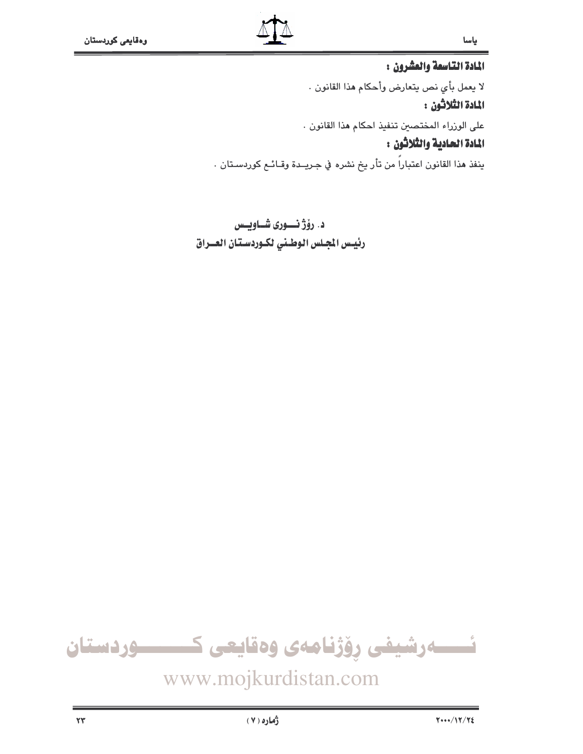**المادة التاسعة والعشرون :**

لا يعمل بأي نص يتعارض وأحكام هذا القانون .

**المادة الثلاثون :**

على الوزراء المختصين تنفيذ احكام هذا القانون .

**المادة الحادية والثلاثون :**

ينفذ هذا القانون اعتباراً من تأريخ نشره في جريدة وقائع كوردستان .

**د. رؤژ نوری شاويس**
**رئيس المجلس الوطني لكوردستان العراق**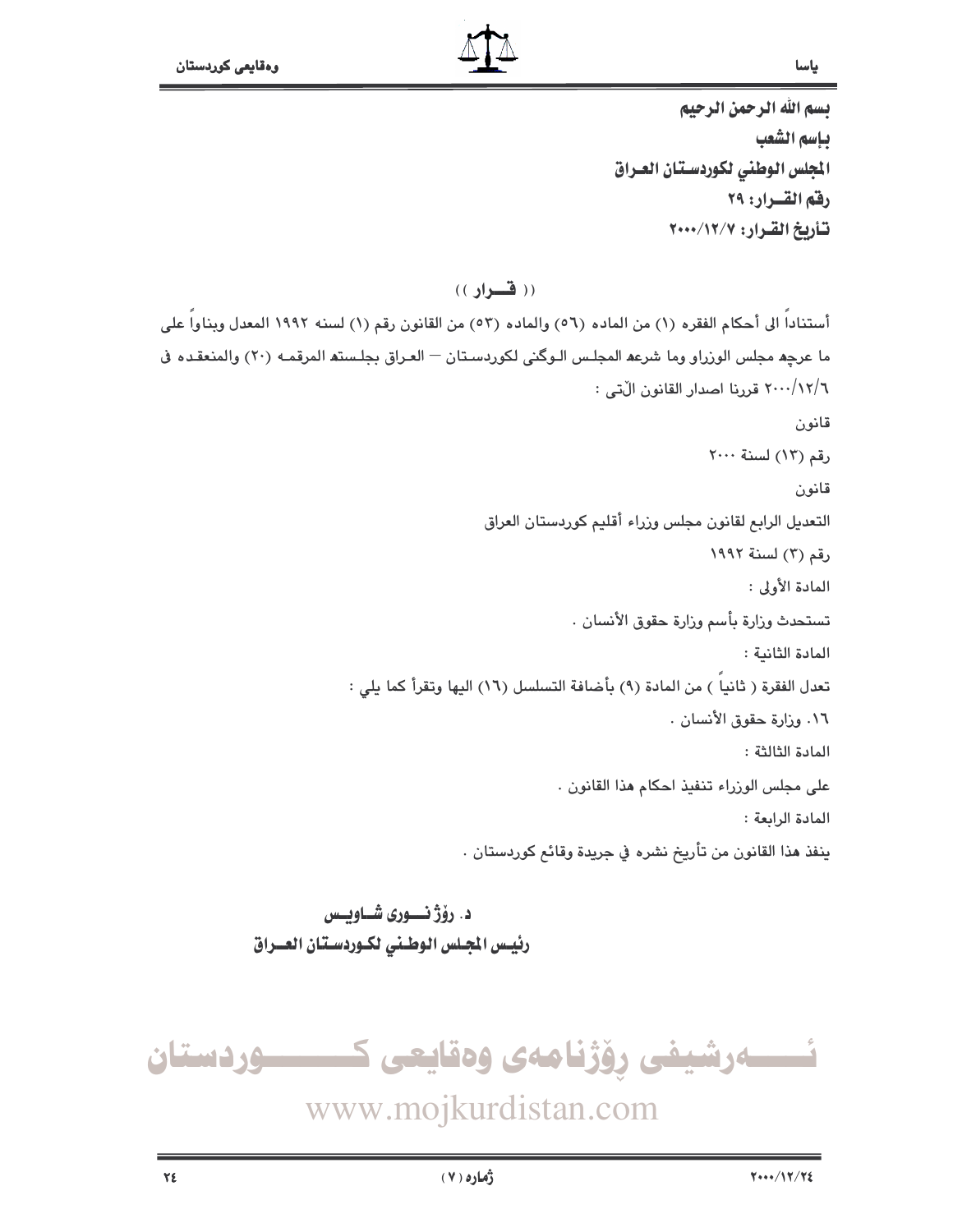بسم الله الرحمن الرحيم

باسم الشعب

المجلس الوطني لكوردستان العراق

رقم القرار: ٢٩

تأريخ القرار: ٢٠٠٠/١٢/٧

(( قــرار ))

أستناداً الى أحكام الفقره (١) من الماده (٥٦) والماده (٥٣) من القانون رقم (١) لسنه ١٩٩٢ المعدل وبناواً على ما عرچه مجلس الوزراو وما شرعه المجلس الوگنى لكوردستان – العراق بجلسته المرقمه (٢٠) والمنعقده فى ٢٠٠٠/١٢/٦ قررنا اصدار القانون الآتى :

قانون

رقم (١٣) لسنة ٢٠٠٠

قانون

التعديل الرابع لقانون مجلس وزراء أقليم كوردستان العراق

رقم (٣) لسنة ١٩٩٢

المادة الأولى :

تستحدث وزارة بأسم وزارة حقوق الأنسان .

المادة الثانية :

تعدل الفقرة ( ثانياً ) من المادة (٩) بأضافة التسلسل (١٦) اليها وتقرأ كما يلي :

١٦. وزارة حقوق الأنسان .

المادة الثالثة :

على مجلس الوزراء تنفيذ احكام هذا القانون .

المادة الرابعة :

ينفذ هذا القانون من تأريخ نشره في جريدة وقائع كوردستان .

**د. رۆژ نـوری شـاويـس**

**رئيس المجلس الوطني لكوردستان العراق**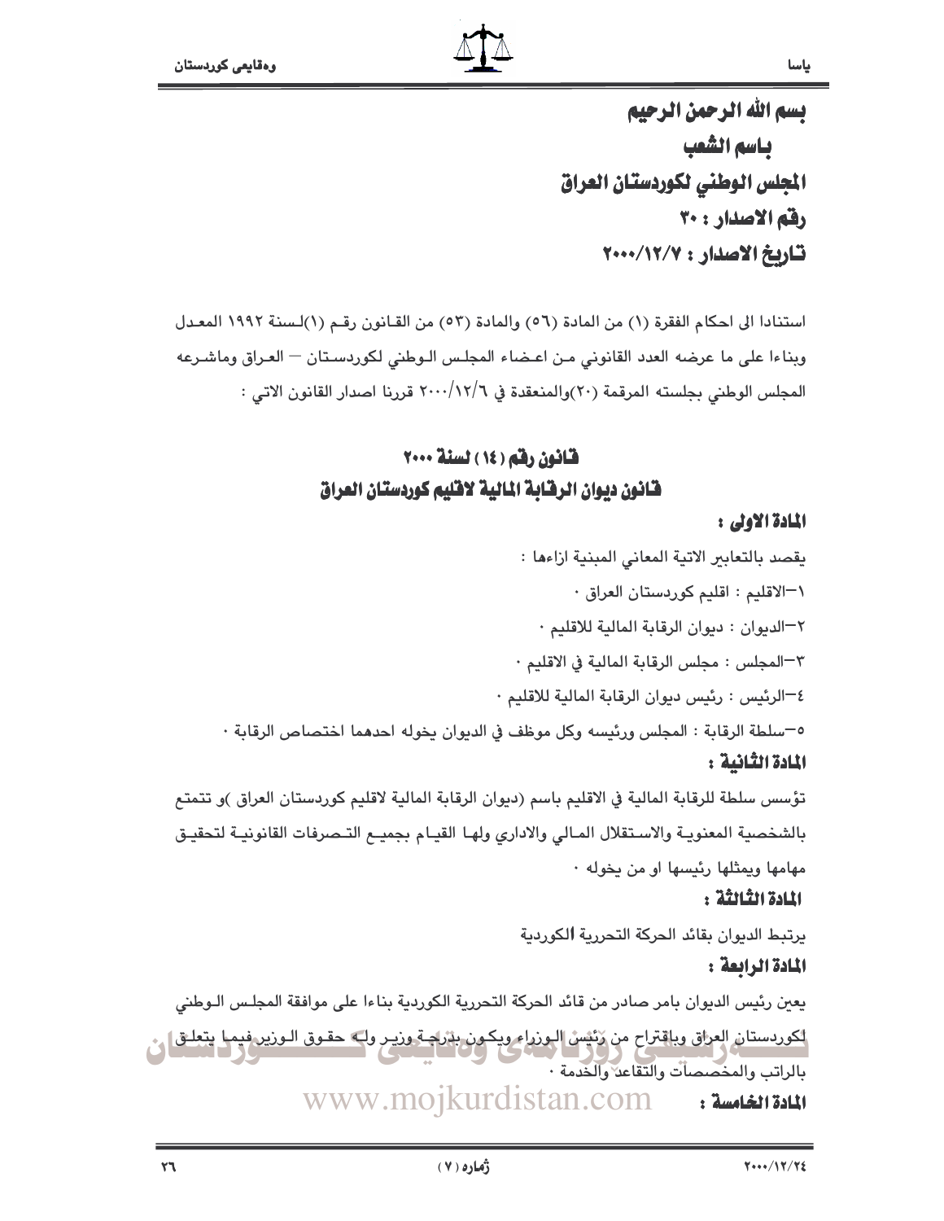بسم الله الرحمن الرحيم

باسم الشعب

المجلس الوطني لكوردستان العراق

رقم الاصدار : ٣٠

تاريخ الاصدار : ٢٠٠٠/١٢/٧

استنادا الى احكام الفقرة (١) من المادة (٥٦) والمادة (٥٣) من القانون رقم (١)لسنة ١٩٩٢ المعدل وبناءا على ما عرضه العدد القانوني من اعضاء المجلس الوطني لكوردستان – العراق وماشرعه المجلس الوطني بجلسته المرقمة (٢٠)والمنعقدة في ٢٠٠٠/١٢/٦ قررنا اصدار القانون الاتي :

## قانون رقم (١٤) لسنة ٢٠٠٠
## قانون ديوان الرقابة المالية لاقليم كوردستان العراق

**المادة الاولى :**

يقصد بالتعابير الاتية المعاني المبنية ازاءها :

١–الاقليم : اقليم كوردستان العراق ٠

٢–الديوان : ديوان الرقابة المالية للاقليم ٠

٣–المجلس : مجلس الرقابة المالية في الاقليم ٠

٤–الرئيس : رئيس ديوان الرقابة المالية للاقليم ٠

٥–سلطة الرقابة : المجلس ورئيسه وكل موظف في الديوان يخوله احدهما اختصاص الرقابة ٠

**المادة الثانية :**

تؤسس سلطة للرقابة المالية في الاقليم باسم (ديوان الرقابة المالية لاقليم كوردستان العراق )و تتمتع بالشخصية المعنوية والاستقلال المالي والاداري ولها القيام بجميع التصرفات القانونية لتحقيق مهامها ويمثلها رئيسها او من يخوله ٠

**المادة الثالثة :**

يرتبط الديوان بقائد الحركة التحررية الكوردية

**المادة الرابعة :**

يعين رئيس الديوان بامر صادر من قائد الحركة التحررية الكوردية بناءا على موافقة المجلس الوطني لكوردستان العراق وباقتراح من رئيس الوزراء ويكون بدرجة وزير وله حقوق الوزير فيما يتعلق بالراتب والمخصصات والتقاعد والخدمة ٠

**المادة الخامسة :**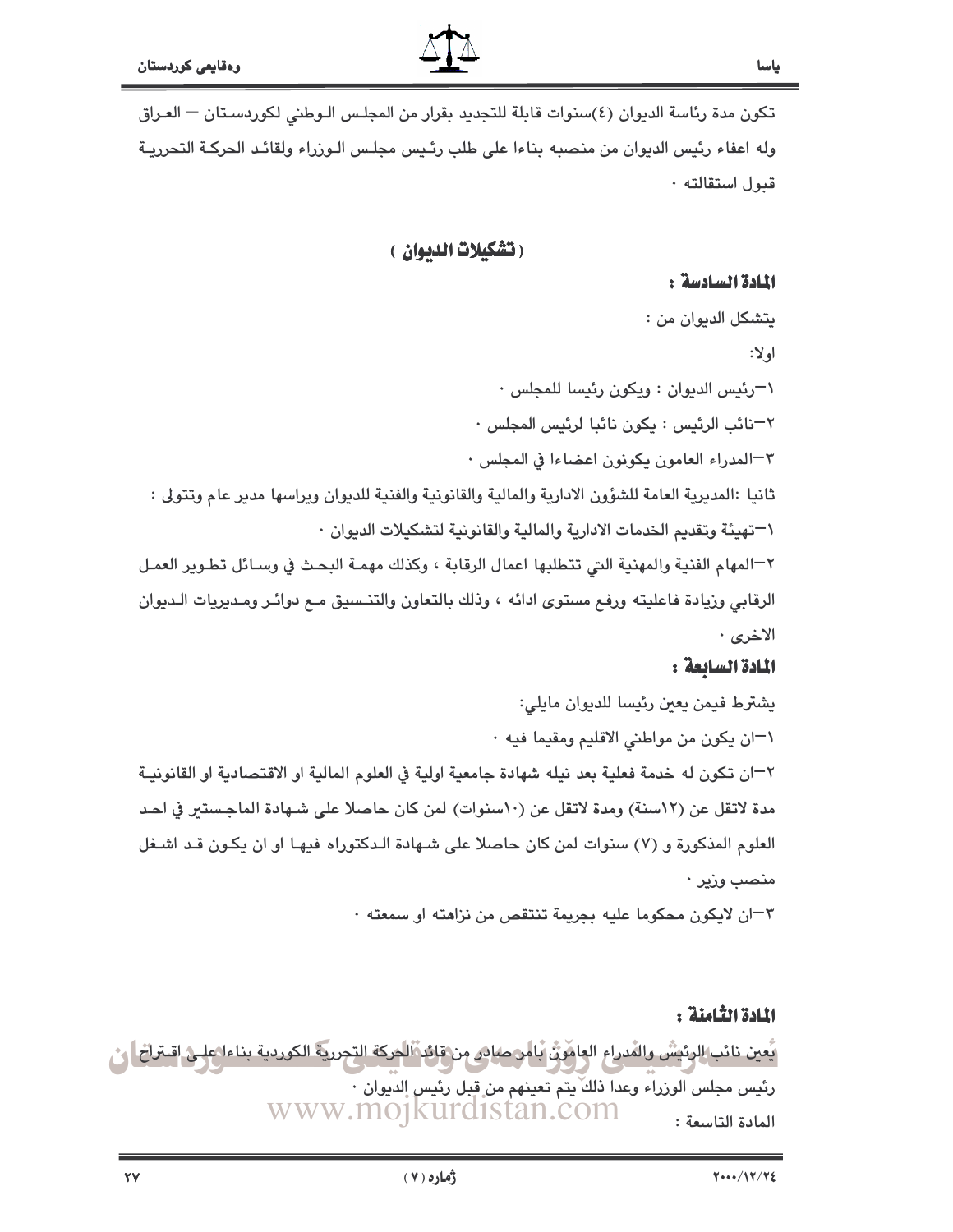تكون مدة رئاسة الديوان (٤)سنوات قابلة للتجديد بقرار من المجلس الوطني لكوردستان – العراق وله اعفاء رئيس الديوان من منصبه بناءا على طلب رئيس مجلس الوزراء ولقائد الحركة التحررية قبول استقالته ٠

## ( تشكيلات الديوان )

### المادة السادسة :

يتشكل الديوان من :

اولا:

١–رئيس الديوان : ويكون رئيسا للمجلس ٠

٢–نائب الرئيس : يكون نائبا لرئيس المجلس ٠

٣–المدراء العامون يكونون اعضاءا في المجلس ٠

ثانيا :المديرية العامة للشؤون الادارية والمالية والقانونية والفنية للديوان ويراسها مدير عام وتتولى :

١–تهيئة وتقديم الخدمات الادارية والمالية والقانونية لتشكيلات الديوان ٠

٢–المهام الفنية والمهنية التي تتطلبها اعمال الرقابة ، وكذلك مهمة البحث في وسائل تطوير العمل الرقابي وزيادة فاعليته ورفع مستوى ادائه ، وذلك بالتعاون والتنسيق مع دوائر ومديريات الديوان الاخرى ٠

### المادة السابعة :

يشترط فيمن يعين رئيسا للديوان مايلي:

١–ان يكون من مواطني الاقليم ومقيما فيه ٠

٢–ان تكون له خدمة فعلية بعد نيله شهادة جامعية اولية في العلوم المالية او الاقتصادية او القانونية مدة لاتقل عن (١٢سنة) ومدة لاتقل عن (١٠سنوات) لمن كان حاصلا على شهادة الماجستير في احد العلوم المذكورة و (٧) سنوات لمن كان حاصلا على شهادة الدكتوراه فيها او ان يكون قد اشغل منصب وزير ٠

٣–ان لايكون محكوما عليه بجريمة تنتقص من نزاهته او سمعته ٠

### المادة الثامنة :

يعين نائب الرئيس والمدراء العامون بامر صادر من قائد الحركة التحررية الكوردية بناءا على اقتراح رئيس مجلس الوزراء وعدا ذلك يتم تعينهم من قبل رئيس الديوان ٠

المادة التاسعة :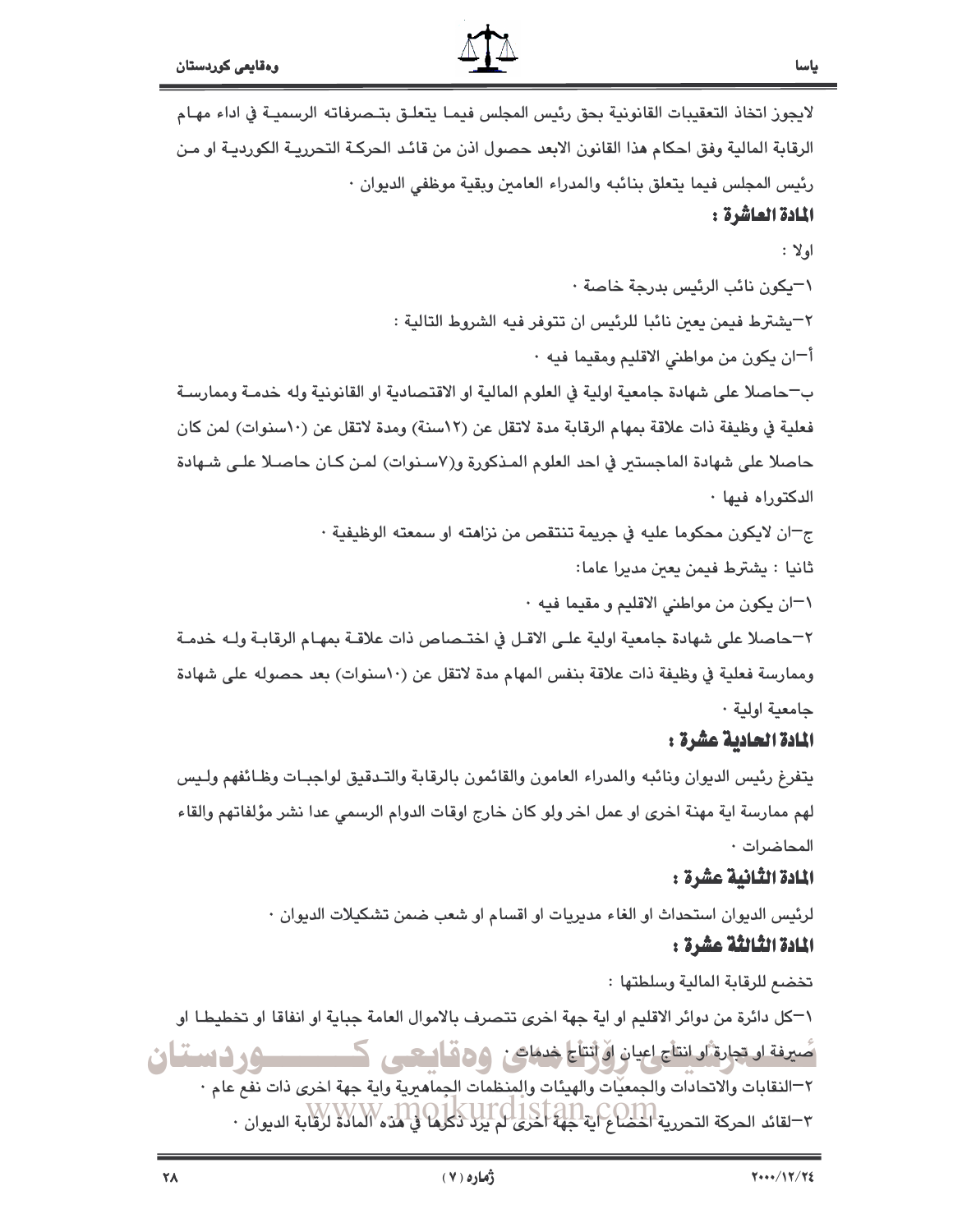لايجوز اتخاذ التعقيبات القانونية بحق رئيس المجلس فيما يتعلق بتصرفاته الرسمية في اداء مهام الرقابة المالية وفق احكام هذا القانون الابعد حصول اذن من قائد الحركة التحررية الكوردية او من رئيس المجلس فيما يتعلق بنائبه والمدراء العامين وبقية موظفي الديوان ٠

### المادة العاشرة :

اولا :

١–يكون نائب الرئيس بدرجة خاصة ٠

٢–يشترط فيمن يعين نائبا للرئيس ان تتوفر فيه الشروط التالية :

أ–ان يكون من مواطني الاقليم ومقيما فيه ٠

ب–حاصلا على شهادة جامعية اولية في العلوم المالية او الاقتصادية او القانونية وله خدمة وممارسة فعلية في وظيفة ذات علاقة بمهام الرقابة مدة لاتقل عن (١٢سنة) ومدة لاتقل عن (١٠سنوات) لمن كان حاصلا على شهادة الماجستير في احد العلوم المذكورة و(٧سنوات) لمن كان حاصلا على شهادة الدكتوراه فيها ٠

ج–ان لايكون محكوما عليه في جريمة تنتقص من نزاهته او سمعته الوظيفية ٠

ثانيا : يشترط فيمن يعين مديرا عاما:

١–ان يكون من مواطني الاقليم و مقيما فيه ٠

٢–حاصلا على شهادة جامعية اولية على الاقل في اختصاص ذات علاقة بمهام الرقابة وله خدمة وممارسة فعلية في وظيفة ذات علاقة بنفس المهام مدة لاتقل عن (١٠سنوات) بعد حصوله على شهادة جامعية اولية ٠

### المادة الحادية عشرة :

يتفرغ رئيس الديوان ونائبه والمدراء العامون والقائمون بالرقابة والتدقيق لواجبات وظائفهم وليس لهم ممارسة اية مهنة اخرى او عمل اخر ولو كان خارج اوقات الدوام الرسمي عدا نشر مؤلفاتهم والقاء المحاضرات ٠

### المادة الثانية عشرة :

لرئيس الديوان استحداث او الغاء مديريات او اقسام او شعب ضمن تشكيلات الديوان ٠

### المادة الثالثة عشرة :

تخضع للرقابة المالية وسلطتها :

١–كل دائرة من دوائر الاقليم او اية جهة اخرى تتصرف بالاموال العامة جباية او انفاقا او تخطيطا او صيرفة او تجارة او انتاج اعيان او انتاج خدمات ٠

٢–النقابات والاتحادات والجمعيّات والهيئات والمنظمات الجماهيرية واية جهة اخرى ذات نفع عام ٠

٣–لقائد الحركة التحررية اخضاع اية جهة اخرى لم يرد ذكرها في هذه المادة لرقابة الديوان ٠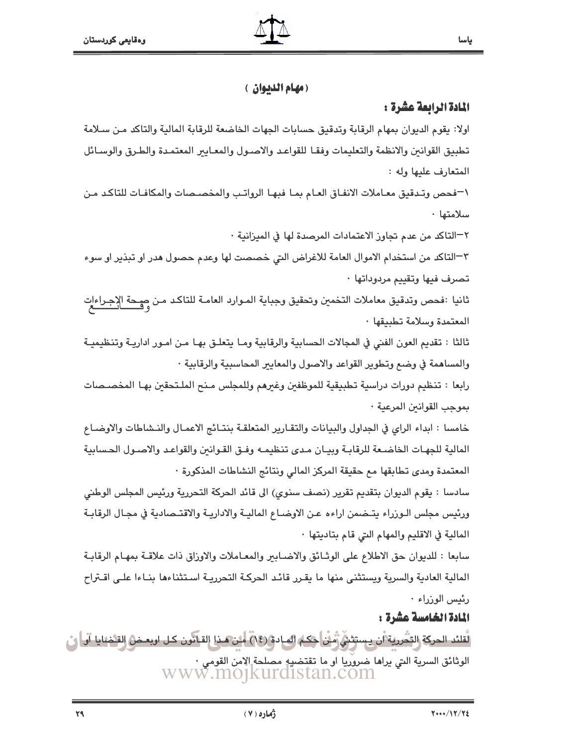( مهام الديوان )

## المادة الرابعة عشرة :

اولا: يقوم الديوان بمهام الرقابة وتدقيق حسابات الجهات الخاضعة للرقابة المالية والتاكد من سلامة تطبيق القوانين والانظمة والتعليمات وفقا للقواعد والاصول والمعايير المعتمدة والطرق والوسائل المتعارف عليها وله :

١–فحص وتدقيق معاملات الانفاق العام بما فبها الرواتب والمخصصات والمكافات للتاكد من سلامتها ٠

٢–التاكد من عدم تجاوز الاعتمادات المرصدة لها في الميزانية ٠

٣–التاكد من استخدام الاموال العامة للاغراض التي خصصت لها وعدم حصول هدر او تبذير او سوء تصرف فيها وتقييم مردوداتها ٠

ثانيا :فحص وتدقيق معاملات التخمين وتحقيق وجباية الموارد العامة للتاكد من صحة الإجراءات وفق القانون المعتمدة وسلامة تطبيقها ٠

ثالثا : تقديم العون الفني في المجالات الحسابية والرقابية وما يتعلق بها من امور ادارية وتنظيمية والمساهمة في وضع وتطوير القواعد والاصول والمعايير المحاسبية والرقابية ٠

رابعا : تنظيم دورات دراسية تطبيقية للموظفين وغيرهم وللمجلس منح الملتحقين بها المخصصات بموجب القوانين المرعية ٠

خامسا : ابداء الراي في الجداول والبيانات والتقارير المتعلقة بنتائج الاعمال والنشاطات والاوضاع المالية للجهات الخاضعة للرقابة وبيان مدى تنظيمه وفق القوانين والقواعد والاصول الحسابية المعتمدة ومدى تطابقها مع حقيقة المركز المالي ونتائج النشاطات المذكورة ٠

سادسا : يقوم الديوان بتقديم تقرير (نصف سنوي) الى قائد الحركة التحررية ورئيس المجلس الوطني ورئيس مجلس الوزراء يتضمن اراءه عن الاوضاع المالية والادارية والاقتصادية في مجال الرقابة المالية في الاقليم والمهام التي قام بتاديتها ٠

سابعا : للديوان حق الاطلاع على الوثائق والاضابير والمعاملات والاوراق ذات علاقة بمهام الرقابة المالية العادية والسرية ويستثنى منها ما يقرر قائد الحركة التحررية استثناءها بناءا على اقتراح رئيس الوزراء ٠

## المادة الخامسة عشرة :

لقائد الحركة التحررية ان يستثني من حكم المادة (١٤) من هذا القانون كل اوبعض القضايا او الوثائق السرية التي يراها ضروريا او ما تقتضيه مصلحة الامن القومي ٠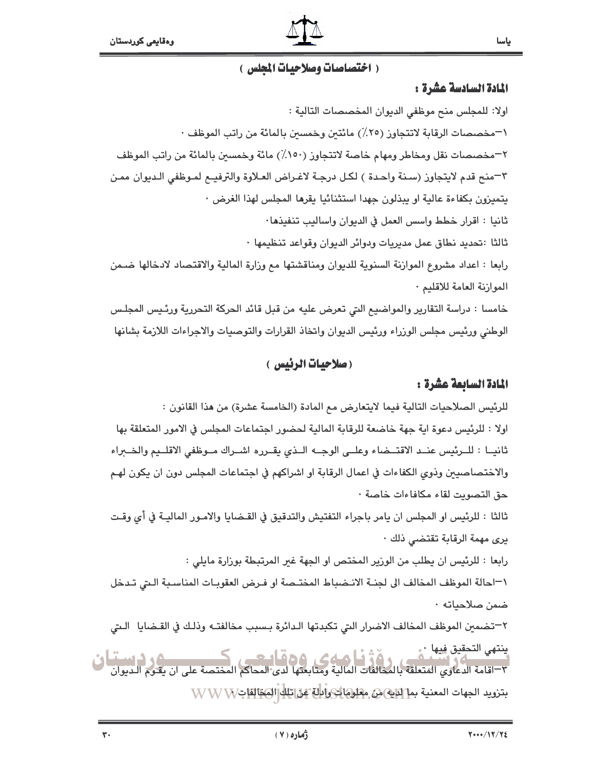## ( اختصاصات وصلاحيات المجلس )

### المادة السادسة عشرة :

اولا: للمجلس منح موظفي الديوان المخصصات التالية :

١–مخصصات الرقابة لاتتجاوز (٢٥٪) مائتين وخمسين بالمائة من راتب الموظف ٠

٢–مخصصات نقل ومخاطر ومهام خاصة لاتتجاوز (١٥٠٪) مائة وخمسين بالمائة من راتب الموظف

٣–منح قدم لايتجاوز (سنة واحدة ) لكل درجة لاغراض العلاوة والترفيع لموظفي الديوان ممن يتميزون بكفاءة عالية او يبذلون جهدا استثنائيا يقرها المجلس لهذا الغرض ٠

ثانيا : اقرار خطط واسس العمل في الديوان واساليب تنفيذها٠

ثالثا :تحديد نطاق عمل مديريات ودوائر الديوان وقواعد تنظيمها ٠

رابعا : اعداد مشروع الموازنة السنوية للديوان ومناقشتها مع وزارة المالية والاقتصاد لادخالها ضمن الموازنة العامة للاقليم ٠

خامسا : دراسة التقارير والمواضيع التي تعرض عليه من قبل قائد الحركة التحررية ورئيس المجلس الوطني ورئيس مجلس الوزراء ورئيس الديوان واتخاذ القرارات والتوصيات والاجراءات اللازمة بشانها

## ( صلاحيات الرئيس )

### المادة السابعة عشرة :

للرئيس الصلاحيات التالية فيما لايتعارض مع المادة (الخامسة عشرة) من هذا القانون :

اولا : للرئيس دعوة اية جهة خاضعة للرقابة المالية لحضور اجتماعات المجلس في الامور المتعلقة بها

ثانيا : للرئيس عند الاقتضاء وعلى الوجه الذي يقرره اشراك موظفي الاقليم والخبراء والاختصاصيين وذوي الكفاءات في اعمال الرقابة او اشراكهم في اجتماعات المجلس دون ان يكون لهم حق التصويت لقاء مكافاءات خاصة ٠

ثالثا : للرئيس او المجلس ان يامر باجراء التفتيش والتدقيق في القضايا والامور المالية في أي وقت يرى مهمة الرقابة تقتضي ذلك ٠

رابعا : للرئيس ان يطلب من الوزير المختص او الجهة غير المرتبطة بوزارة مايلي :

١–احالة الموظف المخالف الى لجنة الانضباط المختصة او فرض العقوبات المناسبة التي تدخل ضمن صلاحياته ٠

٢–تضمين الموظف المخالف الاضرار التي تكبدتها الدائرة بسبب مخالفته وذلك في القضايا التي ينتهي التحقيق فيها ٠

٣–اقامة الدعاوي المتعلقة بالمخالفات المالية ومتابعتها لدى المحاكم المختصة على ان يقوم الديوان بتزويد الجهات المعنية بما لديه من معلومات وادلة عن تلك المخالفات٠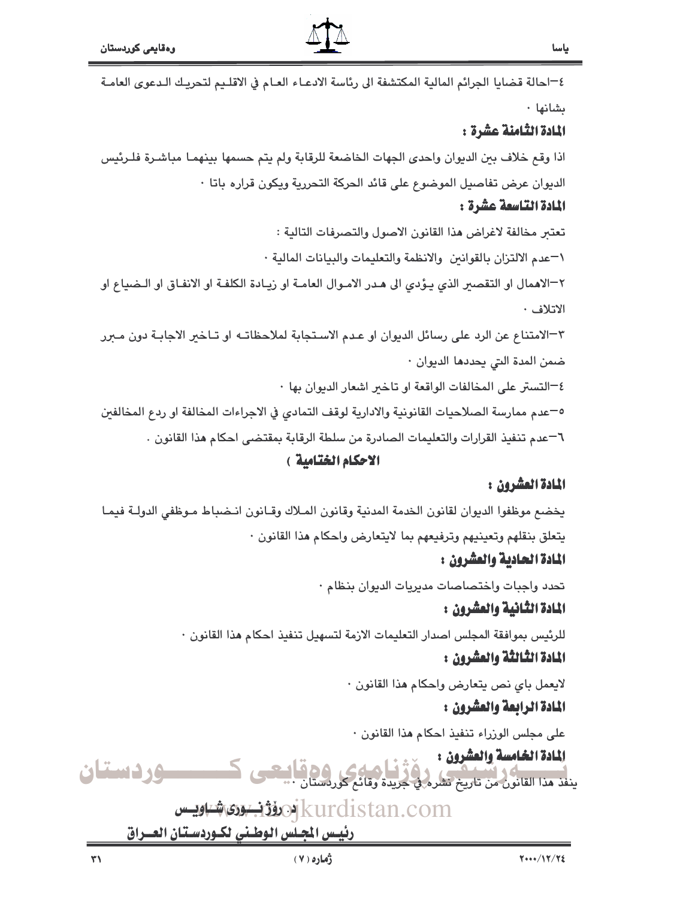٤–احالة قضايا الجرائم المالية المكتشفة الى رئاسة الادعاء العام في الاقليم لتحريك الدعوى العامة بشانها ·

### المادة الثامنة عشرة :

اذا وقع خلاف بين الديوان واحدى الجهات الخاضعة للرقابة ولم يتم حسمها بينهما مباشرة فلرئيس الديوان عرض تفاصيل الموضوع على قائد الحركة التحررية ويكون قراره باتا ·

### المادة التاسعة عشرة :

تعتبر مخالفة لاغراض هذا القانون الاصول والتصرفات التالية :

١–عدم الالتزام بالقوانين والانظمة والتعليمات والبيانات المالية ·

٢–الاهمال او التقصير الذي يؤدي الى هدر الاموال العامة او زيادة الكلفة او الانفاق او الضياع او الاتلاف ·

٣–الامتناع عن الرد على رسائل الديوان او عدم الاستجابة لملاحظاته او تاخير الاجابة دون مبرر ضمن المدة التي يحددها الديوان ·

٤–التستر على المخالفات الواقعة او تاخير اشعار الديوان بها ·

٥–عدم ممارسة الصلاحيات القانونية والادارية لوقف التمادي في الاجراءات المخالفة او ردع المخالفين

٦–عدم تنفيذ القرارات والتعليمات الصادرة من سلطة الرقابة بمقتضى احكام هذا القانون .

## الاحكام الختامية )

### المادة العشرون :

يخضع موظفوا الديوان لقانون الخدمة المدنية وقانون الملاك وقانون انضباط موظفي الدولة فيما يتعلق بنقلهم وتعيينهم وترفيعهم بما لايتعارض واحكام هذا القانون ·

### المادة الحادية والعشرون :

تحدد واجبات واختصاصات مديريات الديوان بنظام ·

### المادة الثانية والعشرون :

للرئيس بموافقة المجلس اصدار التعليمات الازمة لتسهيل تنفيذ احكام هذا القانون ·

### المادة الثالثة والعشرون :

لايعمل باي نص يتعارض واحكام هذا القانون ·

### المادة الرابعة والعشرون :

على مجلس الوزراء تنفيذ احكام هذا القانون ·

### المادة الخامسة والعشرون :

ينفذ هذا القانون من تاريخ نشره في جريدة وقائع كوردستان ·

**د. رؤژنـوری شـاویـس**

**رئيـس المجـلس الوطـني لكـوردسـتان العـراق**